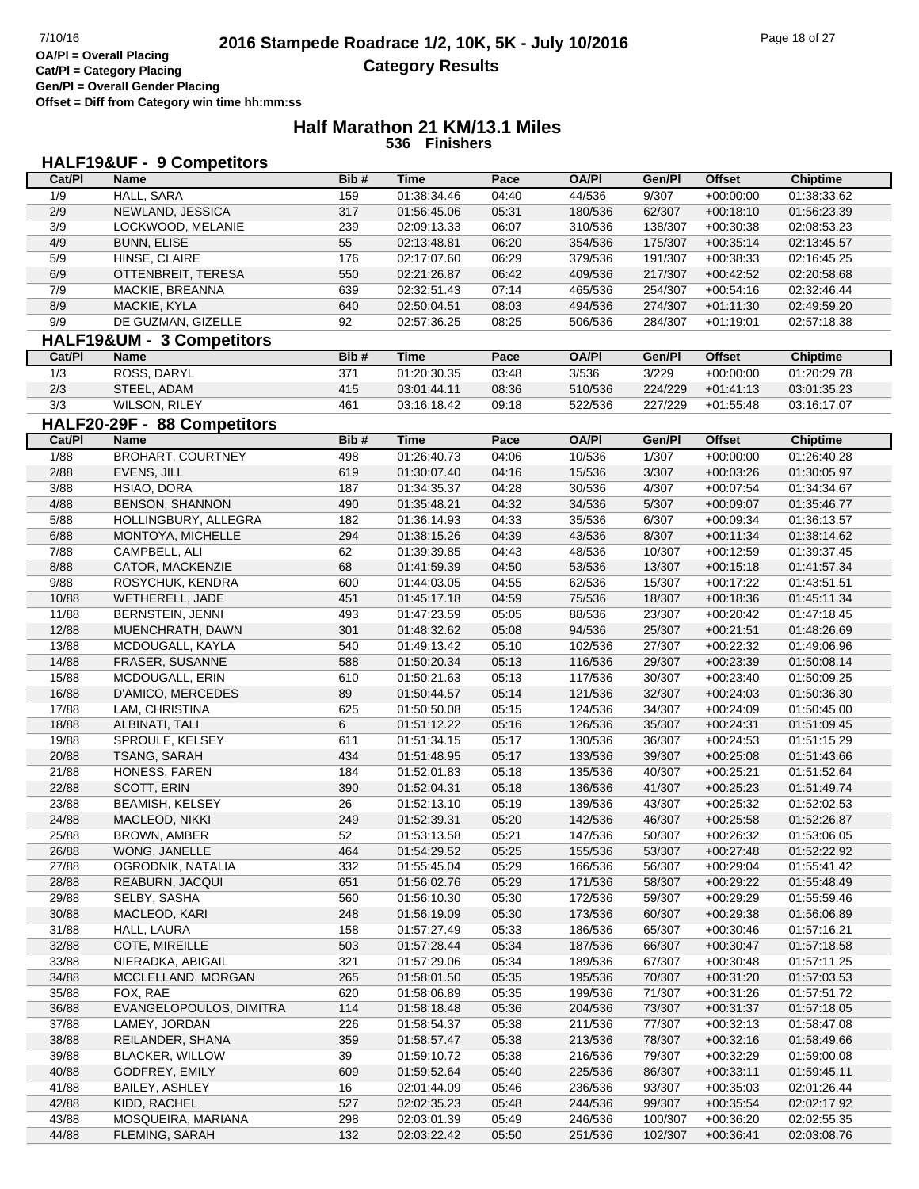# 2016 Stampede Roadrace 1/2, 10K, 5K - July 10/2016

## Category Results

OA/Pl = Overall Placing
Cat/Pl = Category Placing
Gen/Pl = Overall Gender Placing
Offset = Diff from Category win time hh:mm:ss

## Half Marathon 21 KM/13.1 Miles

**536 Finishers**

### HALF19&UF - 9 Competitors

| Cat/Pl | Name | Bib # | Time | Pace | OA/Pl | Gen/Pl | Offset | Chiptime |
|---|---|---|---|---|---|---|---|---|
| 1/9 | HALL, SARA | 159 | 01:38:34.46 | 04:40 | 44/536 | 9/307 | +00:00:00 | 01:38:33.62 |
| 2/9 | NEWLAND, JESSICA | 317 | 01:56:45.06 | 05:31 | 180/536 | 62/307 | +00:18:10 | 01:56:23.39 |
| 3/9 | LOCKWOOD, MELANIE | 239 | 02:09:13.33 | 06:07 | 310/536 | 138/307 | +00:30:38 | 02:08:53.23 |
| 4/9 | BUNN, ELISE | 55 | 02:13:48.81 | 06:20 | 354/536 | 175/307 | +00:35:14 | 02:13:45.57 |
| 5/9 | HINSE, CLAIRE | 176 | 02:17:07.60 | 06:29 | 379/536 | 191/307 | +00:38:33 | 02:16:45.25 |
| 6/9 | OTTENBREIT, TERESA | 550 | 02:21:26.87 | 06:42 | 409/536 | 217/307 | +00:42:52 | 02:20:58.68 |
| 7/9 | MACKIE, BREANNA | 639 | 02:32:51.43 | 07:14 | 465/536 | 254/307 | +00:54:16 | 02:32:46.44 |
| 8/9 | MACKIE, KYLA | 640 | 02:50:04.51 | 08:03 | 494/536 | 274/307 | +01:11:30 | 02:49:59.20 |
| 9/9 | DE GUZMAN, GIZELLE | 92 | 02:57:36.25 | 08:25 | 506/536 | 284/307 | +01:19:01 | 02:57:18.38 |

### HALF19&UM - 3 Competitors

| Cat/Pl | Name | Bib # | Time | Pace | OA/Pl | Gen/Pl | Offset | Chiptime |
|---|---|---|---|---|---|---|---|---|
| 1/3 | ROSS, DARYL | 371 | 01:20:30.35 | 03:48 | 3/536 | 3/229 | +00:00:00 | 01:20:29.78 |
| 2/3 | STEEL, ADAM | 415 | 03:01:44.11 | 08:36 | 510/536 | 224/229 | +01:41:13 | 03:01:35.23 |
| 3/3 | WILSON, RILEY | 461 | 03:16:18.42 | 09:18 | 522/536 | 227/229 | +01:55:48 | 03:16:17.07 |

### HALF20-29F - 88 Competitors

| Cat/Pl | Name | Bib # | Time | Pace | OA/Pl | Gen/Pl | Offset | Chiptime |
|---|---|---|---|---|---|---|---|---|
| 1/88 | BROHART, COURTNEY | 498 | 01:26:40.73 | 04:06 | 10/536 | 1/307 | +00:00:00 | 01:26:40.28 |
| 2/88 | EVENS, JILL | 619 | 01:30:07.40 | 04:16 | 15/536 | 3/307 | +00:03:26 | 01:30:05.97 |
| 3/88 | HSIAO, DORA | 187 | 01:34:35.37 | 04:28 | 30/536 | 4/307 | +00:07:54 | 01:34:34.67 |
| 4/88 | BENSON, SHANNON | 490 | 01:35:48.21 | 04:32 | 34/536 | 5/307 | +00:09:07 | 01:35:46.77 |
| 5/88 | HOLLINGBURY, ALLEGRA | 182 | 01:36:14.93 | 04:33 | 35/536 | 6/307 | +00:09:34 | 01:36:13.57 |
| 6/88 | MONTOYA, MICHELLE | 294 | 01:38:15.26 | 04:39 | 43/536 | 8/307 | +00:11:34 | 01:38:14.62 |
| 7/88 | CAMPBELL, ALI | 62 | 01:39:39.85 | 04:43 | 48/536 | 10/307 | +00:12:59 | 01:39:37.45 |
| 8/88 | CATOR, MACKENZIE | 68 | 01:41:59.39 | 04:50 | 53/536 | 13/307 | +00:15:18 | 01:41:57.34 |
| 9/88 | ROSYCHUK, KENDRA | 600 | 01:44:03.05 | 04:55 | 62/536 | 15/307 | +00:17:22 | 01:43:51.51 |
| 10/88 | WETHERELL, JADE | 451 | 01:45:17.18 | 04:59 | 75/536 | 18/307 | +00:18:36 | 01:45:11.34 |
| 11/88 | BERNSTEIN, JENNI | 493 | 01:47:23.59 | 05:05 | 88/536 | 23/307 | +00:20:42 | 01:47:18.45 |
| 12/88 | MUENCHRATH, DAWN | 301 | 01:48:32.62 | 05:08 | 94/536 | 25/307 | +00:21:51 | 01:48:26.69 |
| 13/88 | MCDOUGALL, KAYLA | 540 | 01:49:13.42 | 05:10 | 102/536 | 27/307 | +00:22:32 | 01:49:06.96 |
| 14/88 | FRASER, SUSANNE | 588 | 01:50:20.34 | 05:13 | 116/536 | 29/307 | +00:23:39 | 01:50:08.14 |
| 15/88 | MCDOUGALL, ERIN | 610 | 01:50:21.63 | 05:13 | 117/536 | 30/307 | +00:23:40 | 01:50:09.25 |
| 16/88 | D'AMICO, MERCEDES | 89 | 01:50:44.57 | 05:14 | 121/536 | 32/307 | +00:24:03 | 01:50:36.30 |
| 17/88 | LAM, CHRISTINA | 625 | 01:50:50.08 | 05:15 | 124/536 | 34/307 | +00:24:09 | 01:50:45.00 |
| 18/88 | ALBINATI, TALI | 6 | 01:51:12.22 | 05:16 | 126/536 | 35/307 | +00:24:31 | 01:51:09.45 |
| 19/88 | SPROULE, KELSEY | 611 | 01:51:34.15 | 05:17 | 130/536 | 36/307 | +00:24:53 | 01:51:15.29 |
| 20/88 | TSANG, SARAH | 434 | 01:51:48.95 | 05:17 | 133/536 | 39/307 | +00:25:08 | 01:51:43.66 |
| 21/88 | HONESS, FAREN | 184 | 01:52:01.83 | 05:18 | 135/536 | 40/307 | +00:25:21 | 01:51:52.64 |
| 22/88 | SCOTT, ERIN | 390 | 01:52:04.31 | 05:18 | 136/536 | 41/307 | +00:25:23 | 01:51:49.74 |
| 23/88 | BEAMISH, KELSEY | 26 | 01:52:13.10 | 05:19 | 139/536 | 43/307 | +00:25:32 | 01:52:02.53 |
| 24/88 | MACLEOD, NIKKI | 249 | 01:52:39.31 | 05:20 | 142/536 | 46/307 | +00:25:58 | 01:52:26.87 |
| 25/88 | BROWN, AMBER | 52 | 01:53:13.58 | 05:21 | 147/536 | 50/307 | +00:26:32 | 01:53:06.05 |
| 26/88 | WONG, JANELLE | 464 | 01:54:29.52 | 05:25 | 155/536 | 53/307 | +00:27:48 | 01:52:22.92 |
| 27/88 | OGRODNIK, NATALIA | 332 | 01:55:45.04 | 05:29 | 166/536 | 56/307 | +00:29:04 | 01:55:41.42 |
| 28/88 | REABURN, JACQUI | 651 | 01:56:02.76 | 05:29 | 171/536 | 58/307 | +00:29:22 | 01:55:48.49 |
| 29/88 | SELBY, SASHA | 560 | 01:56:10.30 | 05:30 | 172/536 | 59/307 | +00:29:29 | 01:55:59.46 |
| 30/88 | MACLEOD, KARI | 248 | 01:56:19.09 | 05:30 | 173/536 | 60/307 | +00:29:38 | 01:56:06.89 |
| 31/88 | HALL, LAURA | 158 | 01:57:27.49 | 05:33 | 186/536 | 65/307 | +00:30:46 | 01:57:16.21 |
| 32/88 | COTE, MIREILLE | 503 | 01:57:28.44 | 05:34 | 187/536 | 66/307 | +00:30:47 | 01:57:18.58 |
| 33/88 | NIERADKA, ABIGAIL | 321 | 01:57:29.06 | 05:34 | 189/536 | 67/307 | +00:30:48 | 01:57:11.25 |
| 34/88 | MCCLELLAND, MORGAN | 265 | 01:58:01.50 | 05:35 | 195/536 | 70/307 | +00:31:20 | 01:57:03.53 |
| 35/88 | FOX, RAE | 620 | 01:58:06.89 | 05:35 | 199/536 | 71/307 | +00:31:26 | 01:57:51.72 |
| 36/88 | EVANGELOPOULOS, DIMITRA | 114 | 01:58:18.48 | 05:36 | 204/536 | 73/307 | +00:31:37 | 01:57:18.05 |
| 37/88 | LAMEY, JORDAN | 226 | 01:58:54.37 | 05:38 | 211/536 | 77/307 | +00:32:13 | 01:58:47.08 |
| 38/88 | REILANDER, SHANA | 359 | 01:58:57.47 | 05:38 | 213/536 | 78/307 | +00:32:16 | 01:58:49.66 |
| 39/88 | BLACKER, WILLOW | 39 | 01:59:10.72 | 05:38 | 216/536 | 79/307 | +00:32:29 | 01:59:00.08 |
| 40/88 | GODFREY, EMILY | 609 | 01:59:52.64 | 05:40 | 225/536 | 86/307 | +00:33:11 | 01:59:45.11 |
| 41/88 | BAILEY, ASHLEY | 16 | 02:01:44.09 | 05:46 | 236/536 | 93/307 | +00:35:03 | 02:01:26.44 |
| 42/88 | KIDD, RACHEL | 527 | 02:02:35.23 | 05:48 | 244/536 | 99/307 | +00:35:54 | 02:02:17.92 |
| 43/88 | MOSQUEIRA, MARIANA | 298 | 02:03:01.39 | 05:49 | 246/536 | 100/307 | +00:36:20 | 02:02:55.35 |
| 44/88 | FLEMING, SARAH | 132 | 02:03:22.42 | 05:50 | 251/536 | 102/307 | +00:36:41 | 02:03:08.76 |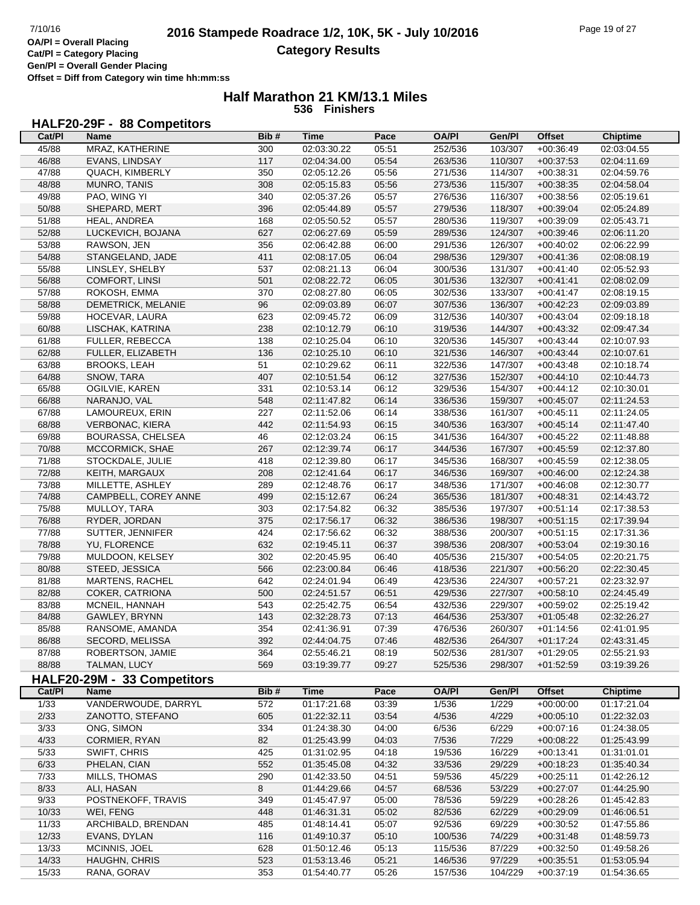# 2016 Stampede Roadrace 1/2, 10K, 5K - July 10/2016

**Category Results**

OA/Pl = Overall Placing
Cat/Pl = Category Placing
Gen/Pl = Overall Gender Placing
Offset = Diff from Category win time hh:mm:ss

## Half Marathon 21 KM/13.1 Miles

**536 Finishers**

### HALF20-29F - 88 Competitors

| Cat/Pl | Name | Bib # | Time | Pace | OA/Pl | Gen/Pl | Offset | Chiptime |
|---|---|---|---|---|---|---|---|---|
| 45/88 | MRAZ, KATHERINE | 300 | 02:03:30.22 | 05:51 | 252/536 | 103/307 | +00:36:49 | 02:03:04.55 |
| 46/88 | EVANS, LINDSAY | 117 | 02:04:34.00 | 05:54 | 263/536 | 110/307 | +00:37:53 | 02:04:11.69 |
| 47/88 | QUACH, KIMBERLY | 350 | 02:05:12.26 | 05:56 | 271/536 | 114/307 | +00:38:31 | 02:04:59.76 |
| 48/88 | MUNRO, TANIS | 308 | 02:05:15.83 | 05:56 | 273/536 | 115/307 | +00:38:35 | 02:04:58.04 |
| 49/88 | PAO, WING YI | 340 | 02:05:37.26 | 05:57 | 276/536 | 116/307 | +00:38:56 | 02:05:19.61 |
| 50/88 | SHEPARD, MERT | 396 | 02:05:44.89 | 05:57 | 279/536 | 118/307 | +00:39:04 | 02:05:24.89 |
| 51/88 | HEAL, ANDREA | 168 | 02:05:50.52 | 05:57 | 280/536 | 119/307 | +00:39:09 | 02:05:43.71 |
| 52/88 | LUCKEVICH, BOJANA | 627 | 02:06:27.69 | 05:59 | 289/536 | 124/307 | +00:39:46 | 02:06:11.20 |
| 53/88 | RAWSON, JEN | 356 | 02:06:42.88 | 06:00 | 291/536 | 126/307 | +00:40:02 | 02:06:22.99 |
| 54/88 | STANGELAND, JADE | 411 | 02:08:17.05 | 06:04 | 298/536 | 129/307 | +00:41:36 | 02:08:08.19 |
| 55/88 | LINSLEY, SHELBY | 537 | 02:08:21.13 | 06:04 | 300/536 | 131/307 | +00:41:40 | 02:05:52.93 |
| 56/88 | COMFORT, LINSI | 501 | 02:08:22.72 | 06:05 | 301/536 | 132/307 | +00:41:41 | 02:08:02.09 |
| 57/88 | ROKOSH, EMMA | 370 | 02:08:27.80 | 06:05 | 302/536 | 133/307 | +00:41:47 | 02:08:19.15 |
| 58/88 | DEMETRICK, MELANIE | 96 | 02:09:03.89 | 06:07 | 307/536 | 136/307 | +00:42:23 | 02:09:03.89 |
| 59/88 | HOCEVAR, LAURA | 623 | 02:09:45.72 | 06:09 | 312/536 | 140/307 | +00:43:04 | 02:09:18.18 |
| 60/88 | LISCHAK, KATRINA | 238 | 02:10:12.79 | 06:10 | 319/536 | 144/307 | +00:43:32 | 02:09:47.34 |
| 61/88 | FULLER, REBECCA | 138 | 02:10:25.04 | 06:10 | 320/536 | 145/307 | +00:43:44 | 02:10:07.93 |
| 62/88 | FULLER, ELIZABETH | 136 | 02:10:25.10 | 06:10 | 321/536 | 146/307 | +00:43:44 | 02:10:07.61 |
| 63/88 | BROOKS, LEAH | 51 | 02:10:29.62 | 06:11 | 322/536 | 147/307 | +00:43:48 | 02:10:18.74 |
| 64/88 | SNOW, TARA | 407 | 02:10:51.54 | 06:12 | 327/536 | 152/307 | +00:44:10 | 02:10:44.73 |
| 65/88 | OGILVIE, KAREN | 331 | 02:10:53.14 | 06:12 | 329/536 | 154/307 | +00:44:12 | 02:10:30.01 |
| 66/88 | NARANJO, VAL | 548 | 02:11:47.82 | 06:14 | 336/536 | 159/307 | +00:45:07 | 02:11:24.53 |
| 67/88 | LAMOUREUX, ERIN | 227 | 02:11:52.06 | 06:14 | 338/536 | 161/307 | +00:45:11 | 02:11:24.05 |
| 68/88 | VERBONAC, KIERA | 442 | 02:11:54.93 | 06:15 | 340/536 | 163/307 | +00:45:14 | 02:11:47.40 |
| 69/88 | BOURASSA, CHELSEA | 46 | 02:12:03.24 | 06:15 | 341/536 | 164/307 | +00:45:22 | 02:11:48.88 |
| 70/88 | MCCORMICK, SHAE | 267 | 02:12:39.74 | 06:17 | 344/536 | 167/307 | +00:45:59 | 02:12:37.80 |
| 71/88 | STOCKDALE, JULIE | 418 | 02:12:39.80 | 06:17 | 345/536 | 168/307 | +00:45:59 | 02:12:38.05 |
| 72/88 | KEITH, MARGAUX | 208 | 02:12:41.64 | 06:17 | 346/536 | 169/307 | +00:46:00 | 02:12:24.38 |
| 73/88 | MILLETTE, ASHLEY | 289 | 02:12:48.76 | 06:17 | 348/536 | 171/307 | +00:46:08 | 02:12:30.77 |
| 74/88 | CAMPBELL, COREY ANNE | 499 | 02:15:12.67 | 06:24 | 365/536 | 181/307 | +00:48:31 | 02:14:43.72 |
| 75/88 | MULLOY, TARA | 303 | 02:17:54.82 | 06:32 | 385/536 | 197/307 | +00:51:14 | 02:17:38.53 |
| 76/88 | RYDER, JORDAN | 375 | 02:17:56.17 | 06:32 | 386/536 | 198/307 | +00:51:15 | 02:17:39.94 |
| 77/88 | SUTTER, JENNIFER | 424 | 02:17:56.62 | 06:32 | 388/536 | 200/307 | +00:51:15 | 02:17:31.36 |
| 78/88 | YU, FLORENCE | 632 | 02:19:45.11 | 06:37 | 398/536 | 208/307 | +00:53:04 | 02:19:30.16 |
| 79/88 | MULDOON, KELSEY | 302 | 02:20:45.95 | 06:40 | 405/536 | 215/307 | +00:54:05 | 02:20:21.75 |
| 80/88 | STEED, JESSICA | 566 | 02:23:00.84 | 06:46 | 418/536 | 221/307 | +00:56:20 | 02:22:30.45 |
| 81/88 | MARTENS, RACHEL | 642 | 02:24:01.94 | 06:49 | 423/536 | 224/307 | +00:57:21 | 02:23:32.97 |
| 82/88 | COKER, CATRIONA | 500 | 02:24:51.57 | 06:51 | 429/536 | 227/307 | +00:58:10 | 02:24:45.49 |
| 83/88 | MCNEIL, HANNAH | 543 | 02:25:42.75 | 06:54 | 432/536 | 229/307 | +00:59:02 | 02:25:19.42 |
| 84/88 | GAWLEY, BRYNN | 143 | 02:32:28.73 | 07:13 | 464/536 | 253/307 | +01:05:48 | 02:32:26.27 |
| 85/88 | RANSOME, AMANDA | 354 | 02:41:36.91 | 07:39 | 476/536 | 260/307 | +01:14:56 | 02:41:01.95 |
| 86/88 | SECORD, MELISSA | 392 | 02:44:04.75 | 07:46 | 482/536 | 264/307 | +01:17:24 | 02:43:31.45 |
| 87/88 | ROBERTSON, JAMIE | 364 | 02:55:46.21 | 08:19 | 502/536 | 281/307 | +01:29:05 | 02:55:21.93 |
| 88/88 | TALMAN, LUCY | 569 | 03:19:39.77 | 09:27 | 525/536 | 298/307 | +01:52:59 | 03:19:39.26 |

### HALF20-29M - 33 Competitors

| Cat/Pl | Name | Bib # | Time | Pace | OA/Pl | Gen/Pl | Offset | Chiptime |
|---|---|---|---|---|---|---|---|---|
| 1/33 | VANDERWOUDE, DARRYL | 572 | 01:17:21.68 | 03:39 | 1/536 | 1/229 | +00:00:00 | 01:17:21.04 |
| 2/33 | ZANOTTO, STEFANO | 605 | 01:22:32.11 | 03:54 | 4/536 | 4/229 | +00:05:10 | 01:22:32.03 |
| 3/33 | ONG, SIMON | 334 | 01:24:38.30 | 04:00 | 6/536 | 6/229 | +00:07:16 | 01:24:38.05 |
| 4/33 | CORMIER, RYAN | 82 | 01:25:43.99 | 04:03 | 7/536 | 7/229 | +00:08:22 | 01:25:43.99 |
| 5/33 | SWIFT, CHRIS | 425 | 01:31:02.95 | 04:18 | 19/536 | 16/229 | +00:13:41 | 01:31:01.01 |
| 6/33 | PHELAN, CIAN | 552 | 01:35:45.08 | 04:32 | 33/536 | 29/229 | +00:18:23 | 01:35:40.34 |
| 7/33 | MILLS, THOMAS | 290 | 01:42:33.50 | 04:51 | 59/536 | 45/229 | +00:25:11 | 01:42:26.12 |
| 8/33 | ALI, HASAN | 8 | 01:44:29.66 | 04:57 | 68/536 | 53/229 | +00:27:07 | 01:44:25.90 |
| 9/33 | POSTNEKOFF, TRAVIS | 349 | 01:45:47.97 | 05:00 | 78/536 | 59/229 | +00:28:26 | 01:45:42.83 |
| 10/33 | WEI, FENG | 448 | 01:46:31.31 | 05:02 | 82/536 | 62/229 | +00:29:09 | 01:46:06.51 |
| 11/33 | ARCHIBALD, BRENDAN | 485 | 01:48:14.41 | 05:07 | 92/536 | 69/229 | +00:30:52 | 01:47:55.86 |
| 12/33 | EVANS, DYLAN | 116 | 01:49:10.37 | 05:10 | 100/536 | 74/229 | +00:31:48 | 01:48:59.73 |
| 13/33 | MCINNIS, JOEL | 628 | 01:50:12.46 | 05:13 | 115/536 | 87/229 | +00:32:50 | 01:49:58.26 |
| 14/33 | HAUGHN, CHRIS | 523 | 01:53:13.46 | 05:21 | 146/536 | 97/229 | +00:35:51 | 01:53:05.94 |
| 15/33 | RANA, GORAV | 353 | 01:54:40.77 | 05:26 | 157/536 | 104/229 | +00:37:19 | 01:54:36.65 |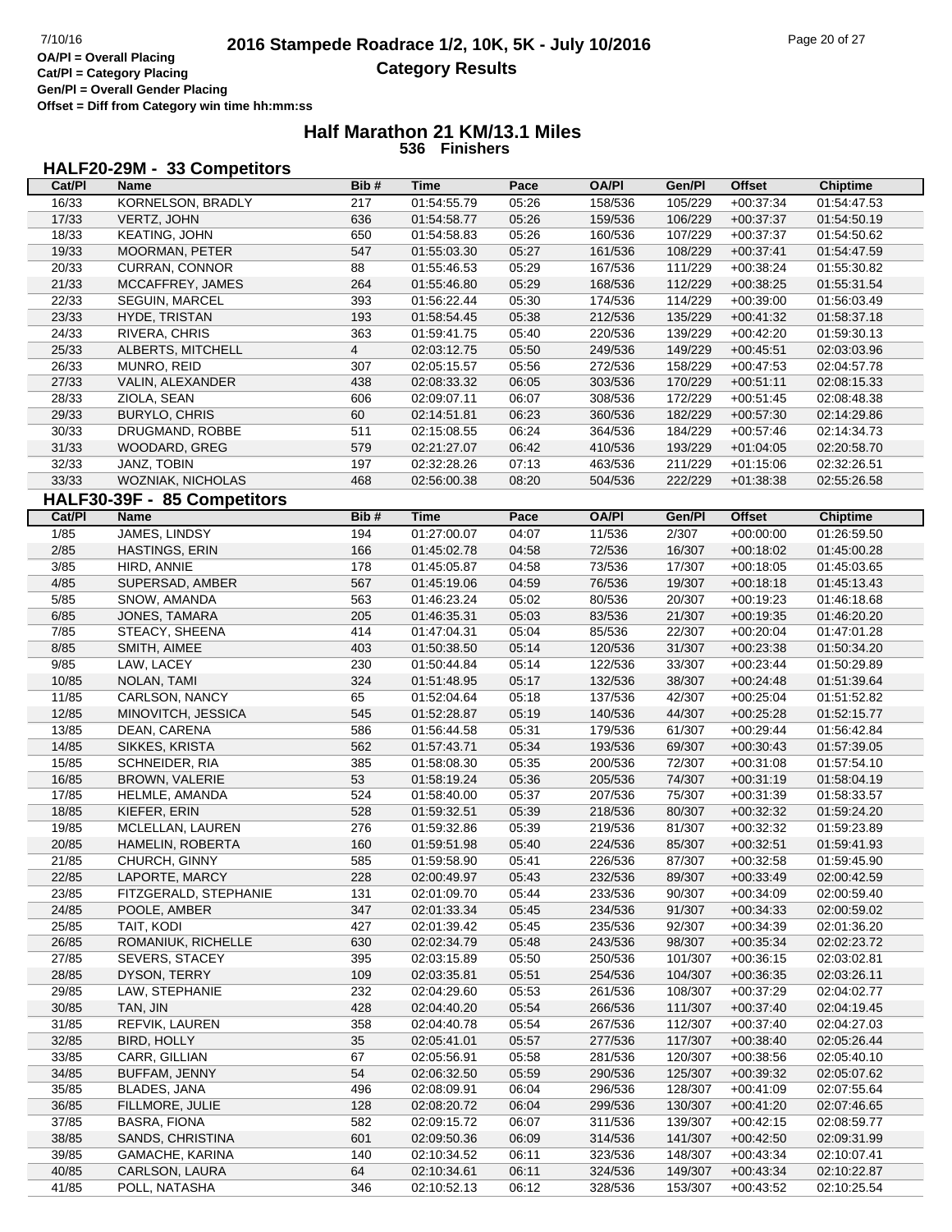# 2016 Stampede Roadrace 1/2, 10K, 5K - July 10/2016

## Category Results

OA/Pl = Overall Placing
Cat/Pl = Category Placing
Gen/Pl = Overall Gender Placing
Offset = Diff from Category win time hh:mm:ss

## Half Marathon 21 KM/13.1 Miles

**536 Finishers**

### HALF20-29M - 33 Competitors

| Cat/Pl | Name | Bib # | Time | Pace | OA/Pl | Gen/Pl | Offset | Chiptime |
|---|---|---|---|---|---|---|---|---|
| 16/33 | KORNELSON, BRADLY | 217 | 01:54:55.79 | 05:26 | 158/536 | 105/229 | +00:37:34 | 01:54:47.53 |
| 17/33 | VERTZ, JOHN | 636 | 01:54:58.77 | 05:26 | 159/536 | 106/229 | +00:37:37 | 01:54:50.19 |
| 18/33 | KEATING, JOHN | 650 | 01:54:58.83 | 05:26 | 160/536 | 107/229 | +00:37:37 | 01:54:50.62 |
| 19/33 | MOORMAN, PETER | 547 | 01:55:03.30 | 05:27 | 161/536 | 108/229 | +00:37:41 | 01:54:47.59 |
| 20/33 | CURRAN, CONNOR | 88 | 01:55:46.53 | 05:29 | 167/536 | 111/229 | +00:38:24 | 01:55:30.82 |
| 21/33 | MCCAFFREY, JAMES | 264 | 01:55:46.80 | 05:29 | 168/536 | 112/229 | +00:38:25 | 01:55:31.54 |
| 22/33 | SEGUIN, MARCEL | 393 | 01:56:22.44 | 05:30 | 174/536 | 114/229 | +00:39:00 | 01:56:03.49 |
| 23/33 | HYDE, TRISTAN | 193 | 01:58:54.45 | 05:38 | 212/536 | 135/229 | +00:41:32 | 01:58:37.18 |
| 24/33 | RIVERA, CHRIS | 363 | 01:59:41.75 | 05:40 | 220/536 | 139/229 | +00:42:20 | 01:59:30.13 |
| 25/33 | ALBERTS, MITCHELL | 4 | 02:03:12.75 | 05:50 | 249/536 | 149/229 | +00:45:51 | 02:03:03.96 |
| 26/33 | MUNRO, REID | 307 | 02:05:15.57 | 05:56 | 272/536 | 158/229 | +00:47:53 | 02:04:57.78 |
| 27/33 | VALIN, ALEXANDER | 438 | 02:08:33.32 | 06:05 | 303/536 | 170/229 | +00:51:11 | 02:08:15.33 |
| 28/33 | ZIOLA, SEAN | 606 | 02:09:07.11 | 06:07 | 308/536 | 172/229 | +00:51:45 | 02:08:48.38 |
| 29/33 | BURYLO, CHRIS | 60 | 02:14:51.81 | 06:23 | 360/536 | 182/229 | +00:57:30 | 02:14:29.86 |
| 30/33 | DRUGMAND, ROBBE | 511 | 02:15:08.55 | 06:24 | 364/536 | 184/229 | +00:57:46 | 02:14:34.73 |
| 31/33 | WOODARD, GREG | 579 | 02:21:27.07 | 06:42 | 410/536 | 193/229 | +01:04:05 | 02:20:58.70 |
| 32/33 | JANZ, TOBIN | 197 | 02:32:28.26 | 07:13 | 463/536 | 211/229 | +01:15:06 | 02:32:26.51 |
| 33/33 | WOZNIAK, NICHOLAS | 468 | 02:56:00.38 | 08:20 | 504/536 | 222/229 | +01:38:38 | 02:55:26.58 |

### HALF30-39F - 85 Competitors

| Cat/Pl | Name | Bib # | Time | Pace | OA/Pl | Gen/Pl | Offset | Chiptime |
|---|---|---|---|---|---|---|---|---|
| 1/85 | JAMES, LINDSY | 194 | 01:27:00.07 | 04:07 | 11/536 | 2/307 | +00:00:00 | 01:26:59.50 |
| 2/85 | HASTINGS, ERIN | 166 | 01:45:02.78 | 04:58 | 72/536 | 16/307 | +00:18:02 | 01:45:00.28 |
| 3/85 | HIRD, ANNIE | 178 | 01:45:05.87 | 04:58 | 73/536 | 17/307 | +00:18:05 | 01:45:03.65 |
| 4/85 | SUPERSAD, AMBER | 567 | 01:45:19.06 | 04:59 | 76/536 | 19/307 | +00:18:18 | 01:45:13.43 |
| 5/85 | SNOW, AMANDA | 563 | 01:46:23.24 | 05:02 | 80/536 | 20/307 | +00:19:23 | 01:46:18.68 |
| 6/85 | JONES, TAMARA | 205 | 01:46:35.31 | 05:03 | 83/536 | 21/307 | +00:19:35 | 01:46:20.20 |
| 7/85 | STEACY, SHEENA | 414 | 01:47:04.31 | 05:04 | 85/536 | 22/307 | +00:20:04 | 01:47:01.28 |
| 8/85 | SMITH, AIMEE | 403 | 01:50:38.50 | 05:14 | 120/536 | 31/307 | +00:23:38 | 01:50:34.20 |
| 9/85 | LAW, LACEY | 230 | 01:50:44.84 | 05:14 | 122/536 | 33/307 | +00:23:44 | 01:50:29.89 |
| 10/85 | NOLAN, TAMI | 324 | 01:51:48.95 | 05:17 | 132/536 | 38/307 | +00:24:48 | 01:51:39.64 |
| 11/85 | CARLSON, NANCY | 65 | 01:52:04.64 | 05:18 | 137/536 | 42/307 | +00:25:04 | 01:51:52.82 |
| 12/85 | MINOVITCH, JESSICA | 545 | 01:52:28.87 | 05:19 | 140/536 | 44/307 | +00:25:28 | 01:52:15.77 |
| 13/85 | DEAN, CARENA | 586 | 01:56:44.58 | 05:31 | 179/536 | 61/307 | +00:29:44 | 01:56:42.84 |
| 14/85 | SIKKES, KRISTA | 562 | 01:57:43.71 | 05:34 | 193/536 | 69/307 | +00:30:43 | 01:57:39.05 |
| 15/85 | SCHNEIDER, RIA | 385 | 01:58:08.30 | 05:35 | 200/536 | 72/307 | +00:31:08 | 01:57:54.10 |
| 16/85 | BROWN, VALERIE | 53 | 01:58:19.24 | 05:36 | 205/536 | 74/307 | +00:31:19 | 01:58:04.19 |
| 17/85 | HELMLE, AMANDA | 524 | 01:58:40.00 | 05:37 | 207/536 | 75/307 | +00:31:39 | 01:58:33.57 |
| 18/85 | KIEFER, ERIN | 528 | 01:59:32.51 | 05:39 | 218/536 | 80/307 | +00:32:32 | 01:59:24.20 |
| 19/85 | MCLELLAN, LAUREN | 276 | 01:59:32.86 | 05:39 | 219/536 | 81/307 | +00:32:32 | 01:59:23.89 |
| 20/85 | HAMELIN, ROBERTA | 160 | 01:59:51.98 | 05:40 | 224/536 | 85/307 | +00:32:51 | 01:59:41.93 |
| 21/85 | CHURCH, GINNY | 585 | 01:59:58.90 | 05:41 | 226/536 | 87/307 | +00:32:58 | 01:59:45.90 |
| 22/85 | LAPORTE, MARCY | 228 | 02:00:49.97 | 05:43 | 232/536 | 89/307 | +00:33:49 | 02:00:42.59 |
| 23/85 | FITZGERALD, STEPHANIE | 131 | 02:01:09.70 | 05:44 | 233/536 | 90/307 | +00:34:09 | 02:00:59.40 |
| 24/85 | POOLE, AMBER | 347 | 02:01:33.34 | 05:45 | 234/536 | 91/307 | +00:34:33 | 02:00:59.02 |
| 25/85 | TAIT, KODI | 427 | 02:01:39.42 | 05:45 | 235/536 | 92/307 | +00:34:39 | 02:01:36.20 |
| 26/85 | ROMANIUK, RICHELLE | 630 | 02:02:34.79 | 05:48 | 243/536 | 98/307 | +00:35:34 | 02:02:23.72 |
| 27/85 | SEVERS, STACEY | 395 | 02:03:15.89 | 05:50 | 250/536 | 101/307 | +00:36:15 | 02:03:02.81 |
| 28/85 | DYSON, TERRY | 109 | 02:03:35.81 | 05:51 | 254/536 | 104/307 | +00:36:35 | 02:03:26.11 |
| 29/85 | LAW, STEPHANIE | 232 | 02:04:29.60 | 05:53 | 261/536 | 108/307 | +00:37:29 | 02:04:02.77 |
| 30/85 | TAN, JIN | 428 | 02:04:40.20 | 05:54 | 266/536 | 111/307 | +00:37:40 | 02:04:19.45 |
| 31/85 | REFVIK, LAUREN | 358 | 02:04:40.78 | 05:54 | 267/536 | 112/307 | +00:37:40 | 02:04:27.03 |
| 32/85 | BIRD, HOLLY | 35 | 02:05:41.01 | 05:57 | 277/536 | 117/307 | +00:38:40 | 02:05:26.44 |
| 33/85 | CARR, GILLIAN | 67 | 02:05:56.91 | 05:58 | 281/536 | 120/307 | +00:38:56 | 02:05:40.10 |
| 34/85 | BUFFAM, JENNY | 54 | 02:06:32.50 | 05:59 | 290/536 | 125/307 | +00:39:32 | 02:05:07.62 |
| 35/85 | BLADES, JANA | 496 | 02:08:09.91 | 06:04 | 296/536 | 128/307 | +00:41:09 | 02:07:55.64 |
| 36/85 | FILLMORE, JULIE | 128 | 02:08:20.72 | 06:04 | 299/536 | 130/307 | +00:41:20 | 02:07:46.65 |
| 37/85 | BASRA, FIONA | 582 | 02:09:15.72 | 06:07 | 311/536 | 139/307 | +00:42:15 | 02:08:59.77 |
| 38/85 | SANDS, CHRISTINA | 601 | 02:09:50.36 | 06:09 | 314/536 | 141/307 | +00:42:50 | 02:09:31.99 |
| 39/85 | GAMACHE, KARINA | 140 | 02:10:34.52 | 06:11 | 323/536 | 148/307 | +00:43:34 | 02:10:07.41 |
| 40/85 | CARLSON, LAURA | 64 | 02:10:34.61 | 06:11 | 324/536 | 149/307 | +00:43:34 | 02:10:22.87 |
| 41/85 | POLL, NATASHA | 346 | 02:10:52.13 | 06:12 | 328/536 | 153/307 | +00:43:52 | 02:10:25.54 |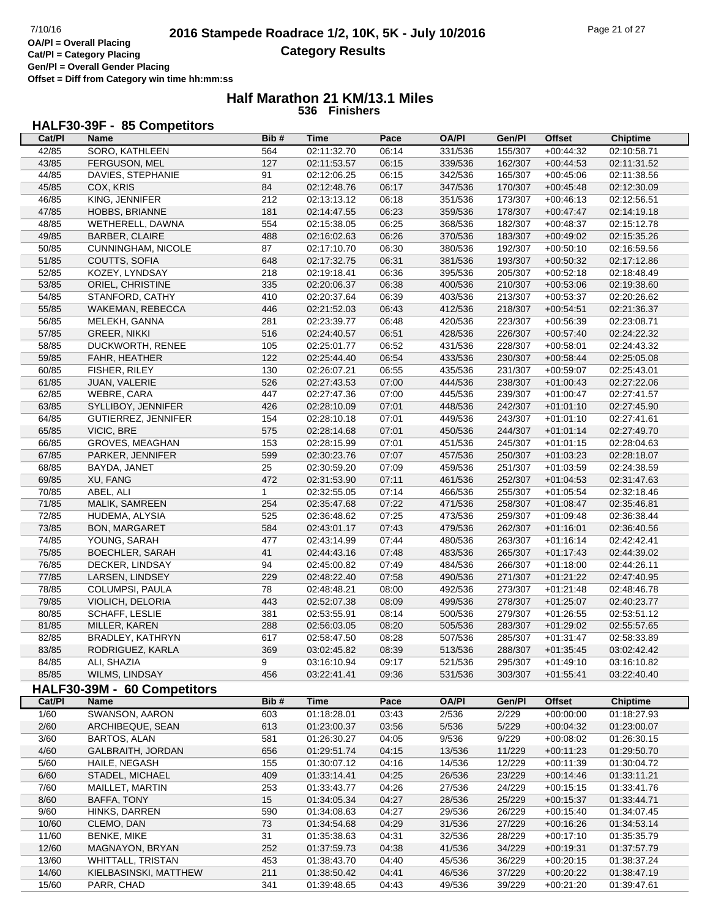**OA/Pl = Overall Placing**
**Cat/Pl = Category Placing**
**Gen/Pl = Overall Gender Placing**
**Offset = Diff from Category win time hh:mm:ss**

# 2016 Stampede Roadrace 1/2, 10K, 5K - July 10/2016

## Category Results

### Half Marathon 21 KM/13.1 Miles
**536 Finishers**

### HALF30-39F - 85 Competitors

| Cat/Pl | Name | Bib # | Time | Pace | OA/Pl | Gen/Pl | Offset | Chiptime |
|---|---|---|---|---|---|---|---|---|
| 42/85 | SORO, KATHLEEN | 564 | 02:11:32.70 | 06:14 | 331/536 | 155/307 | +00:44:32 | 02:10:58.71 |
| 43/85 | FERGUSON, MEL | 127 | 02:11:53.57 | 06:15 | 339/536 | 162/307 | +00:44:53 | 02:11:31.52 |
| 44/85 | DAVIES, STEPHANIE | 91 | 02:12:06.25 | 06:15 | 342/536 | 165/307 | +00:45:06 | 02:11:38.56 |
| 45/85 | COX, KRIS | 84 | 02:12:48.76 | 06:17 | 347/536 | 170/307 | +00:45:48 | 02:12:30.09 |
| 46/85 | KING, JENNIFER | 212 | 02:13:13.12 | 06:18 | 351/536 | 173/307 | +00:46:13 | 02:12:56.51 |
| 47/85 | HOBBS, BRIANNE | 181 | 02:14:47.55 | 06:23 | 359/536 | 178/307 | +00:47:47 | 02:14:19.18 |
| 48/85 | WETHERELL, DAWNA | 554 | 02:15:38.05 | 06:25 | 368/536 | 182/307 | +00:48:37 | 02:15:12.78 |
| 49/85 | BARBER, CLAIRE | 488 | 02:16:02.63 | 06:26 | 370/536 | 183/307 | +00:49:02 | 02:15:35.26 |
| 50/85 | CUNNINGHAM, NICOLE | 87 | 02:17:10.70 | 06:30 | 380/536 | 192/307 | +00:50:10 | 02:16:59.56 |
| 51/85 | COUTTS, SOFIA | 648 | 02:17:32.75 | 06:31 | 381/536 | 193/307 | +00:50:32 | 02:17:12.86 |
| 52/85 | KOZEY, LYNDSAY | 218 | 02:19:18.41 | 06:36 | 395/536 | 205/307 | +00:52:18 | 02:18:48.49 |
| 53/85 | ORIEL, CHRISTINE | 335 | 02:20:06.37 | 06:38 | 400/536 | 210/307 | +00:53:06 | 02:19:38.60 |
| 54/85 | STANFORD, CATHY | 410 | 02:20:37.64 | 06:39 | 403/536 | 213/307 | +00:53:37 | 02:20:26.62 |
| 55/85 | WAKEMAN, REBECCA | 446 | 02:21:52.03 | 06:43 | 412/536 | 218/307 | +00:54:51 | 02:21:36.37 |
| 56/85 | MELEKH, GANNA | 281 | 02:23:39.77 | 06:48 | 420/536 | 223/307 | +00:56:39 | 02:23:08.71 |
| 57/85 | GREER, NIKKI | 516 | 02:24:40.57 | 06:51 | 428/536 | 226/307 | +00:57:40 | 02:24:22.32 |
| 58/85 | DUCKWORTH, RENEE | 105 | 02:25:01.77 | 06:52 | 431/536 | 228/307 | +00:58:01 | 02:24:43.32 |
| 59/85 | FAHR, HEATHER | 122 | 02:25:44.40 | 06:54 | 433/536 | 230/307 | +00:58:44 | 02:25:05.08 |
| 60/85 | FISHER, RILEY | 130 | 02:26:07.21 | 06:55 | 435/536 | 231/307 | +00:59:07 | 02:25:43.01 |
| 61/85 | JUAN, VALERIE | 526 | 02:27:43.53 | 07:00 | 444/536 | 238/307 | +01:00:43 | 02:27:22.06 |
| 62/85 | WEBRE, CARA | 447 | 02:27:47.36 | 07:00 | 445/536 | 239/307 | +01:00:47 | 02:27:41.57 |
| 63/85 | SYLLIBOY, JENNIFER | 426 | 02:28:10.09 | 07:01 | 448/536 | 242/307 | +01:01:10 | 02:27:45.90 |
| 64/85 | GUTIERREZ, JENNIFER | 154 | 02:28:10.18 | 07:01 | 449/536 | 243/307 | +01:01:10 | 02:27:41.61 |
| 65/85 | VICIC, BRE | 575 | 02:28:14.68 | 07:01 | 450/536 | 244/307 | +01:01:14 | 02:27:49.70 |
| 66/85 | GROVES, MEAGHAN | 153 | 02:28:15.99 | 07:01 | 451/536 | 245/307 | +01:01:15 | 02:28:04.63 |
| 67/85 | PARKER, JENNIFER | 599 | 02:30:23.76 | 07:07 | 457/536 | 250/307 | +01:03:23 | 02:28:18.07 |
| 68/85 | BAYDA, JANET | 25 | 02:30:59.20 | 07:09 | 459/536 | 251/307 | +01:03:59 | 02:24:38.59 |
| 69/85 | XU, FANG | 472 | 02:31:53.90 | 07:11 | 461/536 | 252/307 | +01:04:53 | 02:31:47.63 |
| 70/85 | ABEL, ALI | 1 | 02:32:55.05 | 07:14 | 466/536 | 255/307 | +01:05:54 | 02:32:18.46 |
| 71/85 | MALIK, SAMREEN | 254 | 02:35:47.68 | 07:22 | 471/536 | 258/307 | +01:08:47 | 02:35:46.81 |
| 72/85 | HUDEMA, ALYSIA | 525 | 02:36:48.62 | 07:25 | 473/536 | 259/307 | +01:09:48 | 02:36:38.44 |
| 73/85 | BON, MARGARET | 584 | 02:43:01.17 | 07:43 | 479/536 | 262/307 | +01:16:01 | 02:36:40.56 |
| 74/85 | YOUNG, SARAH | 477 | 02:43:14.99 | 07:44 | 480/536 | 263/307 | +01:16:14 | 02:42:42.41 |
| 75/85 | BOECHLER, SARAH | 41 | 02:44:43.16 | 07:48 | 483/536 | 265/307 | +01:17:43 | 02:44:39.02 |
| 76/85 | DECKER, LINDSAY | 94 | 02:45:00.82 | 07:49 | 484/536 | 266/307 | +01:18:00 | 02:44:26.11 |
| 77/85 | LARSEN, LINDSEY | 229 | 02:48:22.40 | 07:58 | 490/536 | 271/307 | +01:21:22 | 02:47:40.95 |
| 78/85 | COLUMPSI, PAULA | 78 | 02:48:48.21 | 08:00 | 492/536 | 273/307 | +01:21:48 | 02:48:46.78 |
| 79/85 | VIOLICH, DELORIA | 443 | 02:52:07.38 | 08:09 | 499/536 | 278/307 | +01:25:07 | 02:40:23.77 |
| 80/85 | SCHAFF, LESLIE | 381 | 02:53:55.91 | 08:14 | 500/536 | 279/307 | +01:26:55 | 02:53:51.12 |
| 81/85 | MILLER, KAREN | 288 | 02:56:03.05 | 08:20 | 505/536 | 283/307 | +01:29:02 | 02:55:57.65 |
| 82/85 | BRADLEY, KATHRYN | 617 | 02:58:47.50 | 08:28 | 507/536 | 285/307 | +01:31:47 | 02:58:33.89 |
| 83/85 | RODRIGUEZ, KARLA | 369 | 03:02:45.82 | 08:39 | 513/536 | 288/307 | +01:35:45 | 03:02:42.42 |
| 84/85 | ALI, SHAZIA | 9 | 03:16:10.94 | 09:17 | 521/536 | 295/307 | +01:49:10 | 03:16:10.82 |
| 85/85 | WILMS, LINDSAY | 456 | 03:22:41.41 | 09:36 | 531/536 | 303/307 | +01:55:41 | 03:22:40.40 |

### HALF30-39M - 60 Competitors

| Cat/Pl | Name | Bib # | Time | Pace | OA/Pl | Gen/Pl | Offset | Chiptime |
|---|---|---|---|---|---|---|---|---|
| 1/60 | SWANSON, AARON | 603 | 01:18:28.01 | 03:43 | 2/536 | 2/229 | +00:00:00 | 01:18:27.93 |
| 2/60 | ARCHIBEQUE, SEAN | 613 | 01:23:00.37 | 03:56 | 5/536 | 5/229 | +00:04:32 | 01:23:00.07 |
| 3/60 | BARTOS, ALAN | 581 | 01:26:30.27 | 04:05 | 9/536 | 9/229 | +00:08:02 | 01:26:30.15 |
| 4/60 | GALBRAITH, JORDAN | 656 | 01:29:51.74 | 04:15 | 13/536 | 11/229 | +00:11:23 | 01:29:50.70 |
| 5/60 | HAILE, NEGASH | 155 | 01:30:07.12 | 04:16 | 14/536 | 12/229 | +00:11:39 | 01:30:04.72 |
| 6/60 | STADEL, MICHAEL | 409 | 01:33:14.41 | 04:25 | 26/536 | 23/229 | +00:14:46 | 01:33:11.21 |
| 7/60 | MAILLET, MARTIN | 253 | 01:33:43.77 | 04:26 | 27/536 | 24/229 | +00:15:15 | 01:33:41.76 |
| 8/60 | BAFFA, TONY | 15 | 01:34:05.34 | 04:27 | 28/536 | 25/229 | +00:15:37 | 01:33:44.71 |
| 9/60 | HINKS, DARREN | 590 | 01:34:08.63 | 04:27 | 29/536 | 26/229 | +00:15:40 | 01:34:07.45 |
| 10/60 | CLEMO, DAN | 73 | 01:34:54.68 | 04:29 | 31/536 | 27/229 | +00:16:26 | 01:34:53.14 |
| 11/60 | BENKE, MIKE | 31 | 01:35:38.63 | 04:31 | 32/536 | 28/229 | +00:17:10 | 01:35:35.79 |
| 12/60 | MAGNAYON, BRYAN | 252 | 01:37:59.73 | 04:38 | 41/536 | 34/229 | +00:19:31 | 01:37:57.79 |
| 13/60 | WHITTALL, TRISTAN | 453 | 01:38:43.70 | 04:40 | 45/536 | 36/229 | +00:20:15 | 01:38:37.24 |
| 14/60 | KIELBASINSKI, MATTHEW | 211 | 01:38:50.42 | 04:41 | 46/536 | 37/229 | +00:20:22 | 01:38:47.19 |
| 15/60 | PARR, CHAD | 341 | 01:39:48.65 | 04:43 | 49/536 | 39/229 | +00:21:20 | 01:39:47.61 |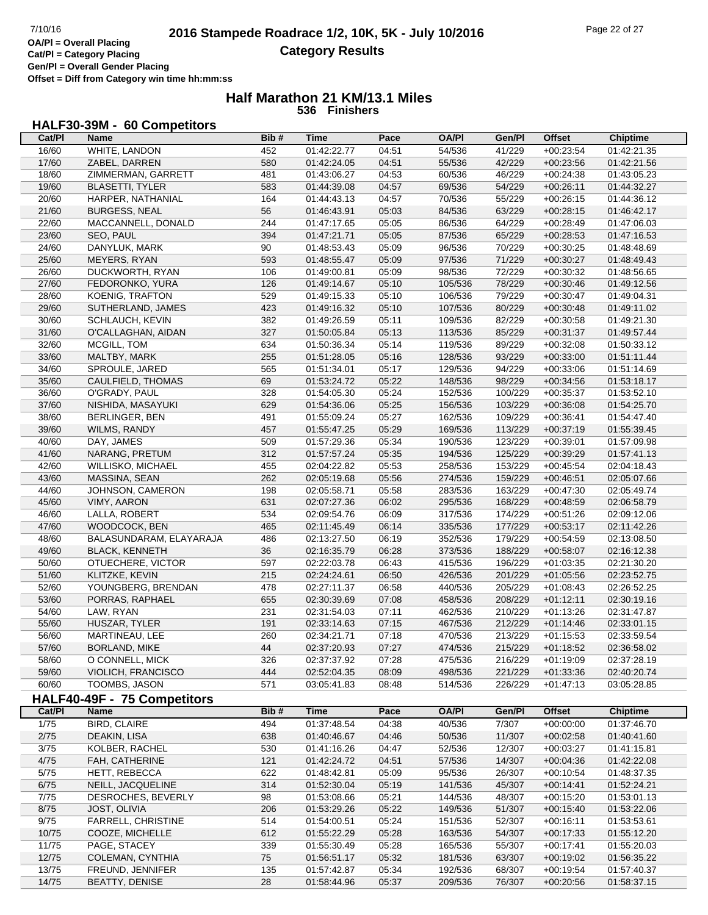## 2016 Stampede Roadrace 1/2, 10K, 5K - July 10/2016

**Category Results**

OA/Pl = Overall Placing
Cat/Pl = Category Placing
Gen/Pl = Overall Gender Placing
Offset = Diff from Category win time hh:mm:ss

### Half Marathon 21 KM/13.1 Miles
**536 Finishers**

### HALF30-39M - 60 Competitors

| Cat/Pl | Name | Bib # | Time | Pace | OA/Pl | Gen/Pl | Offset | Chiptime |
|---|---|---|---|---|---|---|---|---|
| 16/60 | WHITE, LANDON | 452 | 01:42:22.77 | 04:51 | 54/536 | 41/229 | +00:23:54 | 01:42:21.35 |
| 17/60 | ZABEL, DARREN | 580 | 01:42:24.05 | 04:51 | 55/536 | 42/229 | +00:23:56 | 01:42:21.56 |
| 18/60 | ZIMMERMAN, GARRETT | 481 | 01:43:06.27 | 04:53 | 60/536 | 46/229 | +00:24:38 | 01:43:05.23 |
| 19/60 | BLASETTI, TYLER | 583 | 01:44:39.08 | 04:57 | 69/536 | 54/229 | +00:26:11 | 01:44:32.27 |
| 20/60 | HARPER, NATHANIAL | 164 | 01:44:43.13 | 04:57 | 70/536 | 55/229 | +00:26:15 | 01:44:36.12 |
| 21/60 | BURGESS, NEAL | 56 | 01:46:43.91 | 05:03 | 84/536 | 63/229 | +00:28:15 | 01:46:42.17 |
| 22/60 | MACCANNELL, DONALD | 244 | 01:47:17.65 | 05:05 | 86/536 | 64/229 | +00:28:49 | 01:47:06.03 |
| 23/60 | SEO, PAUL | 394 | 01:47:21.71 | 05:05 | 87/536 | 65/229 | +00:28:53 | 01:47:16.53 |
| 24/60 | DANYLUK, MARK | 90 | 01:48:53.43 | 05:09 | 96/536 | 70/229 | +00:30:25 | 01:48:48.69 |
| 25/60 | MEYERS, RYAN | 593 | 01:48:55.47 | 05:09 | 97/536 | 71/229 | +00:30:27 | 01:48:49.43 |
| 26/60 | DUCKWORTH, RYAN | 106 | 01:49:00.81 | 05:09 | 98/536 | 72/229 | +00:30:32 | 01:48:56.65 |
| 27/60 | FEDORONKO, YURA | 126 | 01:49:14.67 | 05:10 | 105/536 | 78/229 | +00:30:46 | 01:49:12.56 |
| 28/60 | KOENIG, TRAFTON | 529 | 01:49:15.33 | 05:10 | 106/536 | 79/229 | +00:30:47 | 01:49:04.31 |
| 29/60 | SUTHERLAND, JAMES | 423 | 01:49:16.32 | 05:10 | 107/536 | 80/229 | +00:30:48 | 01:49:11.02 |
| 30/60 | SCHLAUCH, KEVIN | 382 | 01:49:26.59 | 05:11 | 109/536 | 82/229 | +00:30:58 | 01:49:21.30 |
| 31/60 | O'CALLAGHAN, AIDAN | 327 | 01:50:05.84 | 05:13 | 113/536 | 85/229 | +00:31:37 | 01:49:57.44 |
| 32/60 | MCGILL, TOM | 634 | 01:50:36.34 | 05:14 | 119/536 | 89/229 | +00:32:08 | 01:50:33.12 |
| 33/60 | MALTBY, MARK | 255 | 01:51:28.05 | 05:16 | 128/536 | 93/229 | +00:33:00 | 01:51:11.44 |
| 34/60 | SPROULE, JARED | 565 | 01:51:34.01 | 05:17 | 129/536 | 94/229 | +00:33:06 | 01:51:14.69 |
| 35/60 | CAULFIELD, THOMAS | 69 | 01:53:24.72 | 05:22 | 148/536 | 98/229 | +00:34:56 | 01:53:18.17 |
| 36/60 | O'GRADY, PAUL | 328 | 01:54:05.30 | 05:24 | 152/536 | 100/229 | +00:35:37 | 01:53:52.10 |
| 37/60 | NISHIDA, MASAYUKI | 629 | 01:54:36.06 | 05:25 | 156/536 | 103/229 | +00:36:08 | 01:54:25.70 |
| 38/60 | BERLINGER, BEN | 491 | 01:55:09.24 | 05:27 | 162/536 | 109/229 | +00:36:41 | 01:54:47.40 |
| 39/60 | WILMS, RANDY | 457 | 01:55:47.25 | 05:29 | 169/536 | 113/229 | +00:37:19 | 01:55:39.45 |
| 40/60 | DAY, JAMES | 509 | 01:57:29.36 | 05:34 | 190/536 | 123/229 | +00:39:01 | 01:57:09.98 |
| 41/60 | NARANG, PRETUM | 312 | 01:57:57.24 | 05:35 | 194/536 | 125/229 | +00:39:29 | 01:57:41.13 |
| 42/60 | WILLISKO, MICHAEL | 455 | 02:04:22.82 | 05:53 | 258/536 | 153/229 | +00:45:54 | 02:04:18.43 |
| 43/60 | MASSINA, SEAN | 262 | 02:05:19.68 | 05:56 | 274/536 | 159/229 | +00:46:51 | 02:05:07.66 |
| 44/60 | JOHNSON, CAMERON | 198 | 02:05:58.71 | 05:58 | 283/536 | 163/229 | +00:47:30 | 02:05:49.74 |
| 45/60 | VIMY, AARON | 631 | 02:07:27.36 | 06:02 | 295/536 | 168/229 | +00:48:59 | 02:06:58.79 |
| 46/60 | LALLA, ROBERT | 534 | 02:09:54.76 | 06:09 | 317/536 | 174/229 | +00:51:26 | 02:09:12.06 |
| 47/60 | WOODCOCK, BEN | 465 | 02:11:45.49 | 06:14 | 335/536 | 177/229 | +00:53:17 | 02:11:42.26 |
| 48/60 | BALASUNDARAM, ELAYARAJA | 486 | 02:13:27.50 | 06:19 | 352/536 | 179/229 | +00:54:59 | 02:13:08.50 |
| 49/60 | BLACK, KENNETH | 36 | 02:16:35.79 | 06:28 | 373/536 | 188/229 | +00:58:07 | 02:16:12.38 |
| 50/60 | OTUECHERE, VICTOR | 597 | 02:22:03.78 | 06:43 | 415/536 | 196/229 | +01:03:35 | 02:21:30.20 |
| 51/60 | KLITZKE, KEVIN | 215 | 02:24:24.61 | 06:50 | 426/536 | 201/229 | +01:05:56 | 02:23:52.75 |
| 52/60 | YOUNGBERG, BRENDAN | 478 | 02:27:11.37 | 06:58 | 440/536 | 205/229 | +01:08:43 | 02:26:52.25 |
| 53/60 | PORRAS, RAPHAEL | 655 | 02:30:39.69 | 07:08 | 458/536 | 208/229 | +01:12:11 | 02:30:19.16 |
| 54/60 | LAW, RYAN | 231 | 02:31:54.03 | 07:11 | 462/536 | 210/229 | +01:13:26 | 02:31:47.87 |
| 55/60 | HUSZAR, TYLER | 191 | 02:33:14.63 | 07:15 | 467/536 | 212/229 | +01:14:46 | 02:33:01.15 |
| 56/60 | MARTINEAU, LEE | 260 | 02:34:21.71 | 07:18 | 470/536 | 213/229 | +01:15:53 | 02:33:59.54 |
| 57/60 | BORLAND, MIKE | 44 | 02:37:20.93 | 07:27 | 474/536 | 215/229 | +01:18:52 | 02:36:58.02 |
| 58/60 | O CONNELL, MICK | 326 | 02:37:37.92 | 07:28 | 475/536 | 216/229 | +01:19:09 | 02:37:28.19 |
| 59/60 | VIOLICH, FRANCISCO | 444 | 02:52:04.35 | 08:09 | 498/536 | 221/229 | +01:33:36 | 02:40:20.74 |
| 60/60 | TOOMBS, JASON | 571 | 03:05:41.83 | 08:48 | 514/536 | 226/229 | +01:47:13 | 03:05:28.85 |

### HALF40-49F - 75 Competitors

| Cat/Pl | Name | Bib # | Time | Pace | OA/Pl | Gen/Pl | Offset | Chiptime |
|---|---|---|---|---|---|---|---|---|
| 1/75 | BIRD, CLAIRE | 494 | 01:37:48.54 | 04:38 | 40/536 | 7/307 | +00:00:00 | 01:37:46.70 |
| 2/75 | DEAKIN, LISA | 638 | 01:40:46.67 | 04:46 | 50/536 | 11/307 | +00:02:58 | 01:40:41.60 |
| 3/75 | KOLBER, RACHEL | 530 | 01:41:16.26 | 04:47 | 52/536 | 12/307 | +00:03:27 | 01:41:15.81 |
| 4/75 | FAH, CATHERINE | 121 | 01:42:24.72 | 04:51 | 57/536 | 14/307 | +00:04:36 | 01:42:22.08 |
| 5/75 | HETT, REBECCA | 622 | 01:48:42.81 | 05:09 | 95/536 | 26/307 | +00:10:54 | 01:48:37.35 |
| 6/75 | NEILL, JACQUELINE | 314 | 01:52:30.04 | 05:19 | 141/536 | 45/307 | +00:14:41 | 01:52:24.21 |
| 7/75 | DESROCHES, BEVERLY | 98 | 01:53:08.66 | 05:21 | 144/536 | 48/307 | +00:15:20 | 01:53:01.13 |
| 8/75 | JOST, OLIVIA | 206 | 01:53:29.26 | 05:22 | 149/536 | 51/307 | +00:15:40 | 01:53:22.06 |
| 9/75 | FARRELL, CHRISTINE | 514 | 01:54:00.51 | 05:24 | 151/536 | 52/307 | +00:16:11 | 01:53:53.61 |
| 10/75 | COOZE, MICHELLE | 612 | 01:55:22.29 | 05:28 | 163/536 | 54/307 | +00:17:33 | 01:55:12.20 |
| 11/75 | PAGE, STACEY | 339 | 01:55:30.49 | 05:28 | 165/536 | 55/307 | +00:17:41 | 01:55:20.03 |
| 12/75 | COLEMAN, CYNTHIA | 75 | 01:56:51.17 | 05:32 | 181/536 | 63/307 | +00:19:02 | 01:56:35.22 |
| 13/75 | FREUND, JENNIFER | 135 | 01:57:42.87 | 05:34 | 192/536 | 68/307 | +00:19:54 | 01:57:40.37 |
| 14/75 | BEATTY, DENISE | 28 | 01:58:44.96 | 05:37 | 209/536 | 76/307 | +00:20:56 | 01:58:37.15 |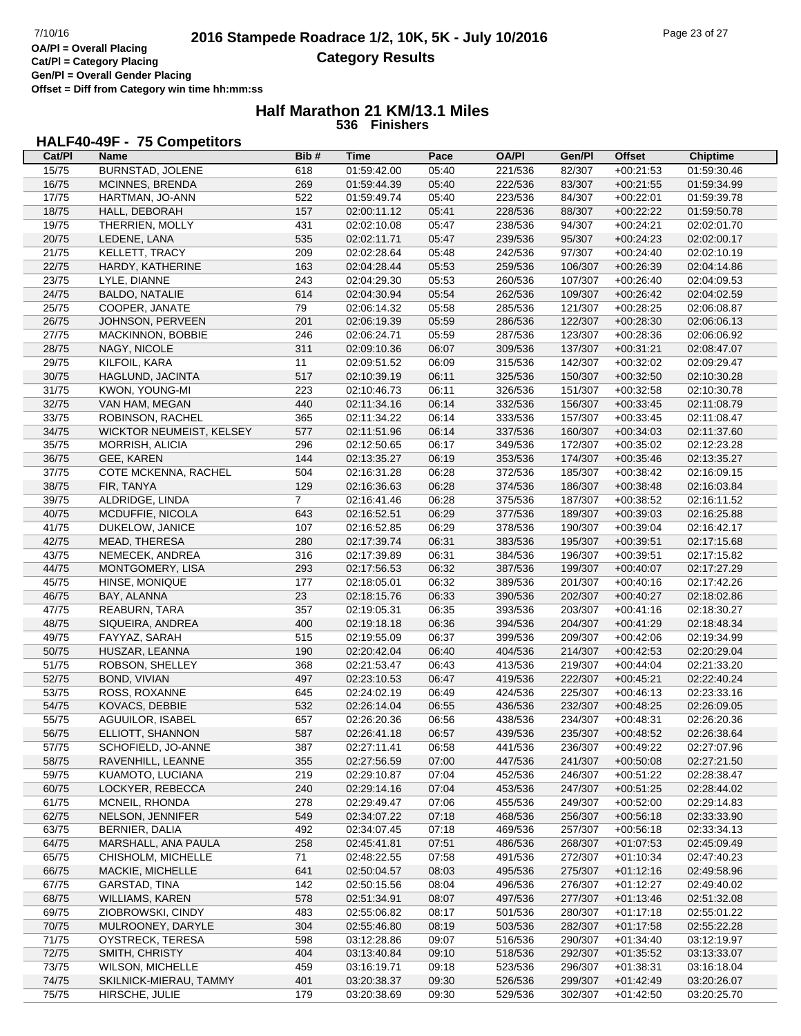# 2016 Stampede Roadrace 1/2, 10K, 5K - July 10/2016

## Category Results

OA/Pl = Overall Placing
Cat/Pl = Category Placing
Gen/Pl = Overall Gender Placing
Offset = Diff from Category win time hh:mm:ss

### Half Marathon 21 KM/13.1 Miles
**536 Finishers**

### HALF40-49F - 75 Competitors

| Cat/Pl | Name | Bib # | Time | Pace | OA/Pl | Gen/Pl | Offset | Chiptime |
|---|---|---|---|---|---|---|---|---|
| 15/75 | BURNSTAD, JOLENE | 618 | 01:59:42.00 | 05:40 | 221/536 | 82/307 | +00:21:53 | 01:59:30.46 |
| 16/75 | MCINNES, BRENDA | 269 | 01:59:44.39 | 05:40 | 222/536 | 83/307 | +00:21:55 | 01:59:34.99 |
| 17/75 | HARTMAN, JO-ANN | 522 | 01:59:49.74 | 05:40 | 223/536 | 84/307 | +00:22:01 | 01:59:39.78 |
| 18/75 | HALL, DEBORAH | 157 | 02:00:11.12 | 05:41 | 228/536 | 88/307 | +00:22:22 | 01:59:50.78 |
| 19/75 | THERRIEN, MOLLY | 431 | 02:02:10.08 | 05:47 | 238/536 | 94/307 | +00:24:21 | 02:02:01.70 |
| 20/75 | LEDENE, LANA | 535 | 02:02:11.71 | 05:47 | 239/536 | 95/307 | +00:24:23 | 02:02:00.17 |
| 21/75 | KELLETT, TRACY | 209 | 02:02:28.64 | 05:48 | 242/536 | 97/307 | +00:24:40 | 02:02:10.19 |
| 22/75 | HARDY, KATHERINE | 163 | 02:04:28.44 | 05:53 | 259/536 | 106/307 | +00:26:39 | 02:04:14.86 |
| 23/75 | LYLE, DIANNE | 243 | 02:04:29.30 | 05:53 | 260/536 | 107/307 | +00:26:40 | 02:04:09.53 |
| 24/75 | BALDO, NATALIE | 614 | 02:04:30.94 | 05:54 | 262/536 | 109/307 | +00:26:42 | 02:04:02.59 |
| 25/75 | COOPER, JANATE | 79 | 02:06:14.32 | 05:58 | 285/536 | 121/307 | +00:28:25 | 02:06:08.87 |
| 26/75 | JOHNSON, PERVEEN | 201 | 02:06:19.39 | 05:59 | 286/536 | 122/307 | +00:28:30 | 02:06:06.13 |
| 27/75 | MACKINNON, BOBBIE | 246 | 02:06:24.71 | 05:59 | 287/536 | 123/307 | +00:28:36 | 02:06:06.92 |
| 28/75 | NAGY, NICOLE | 311 | 02:09:10.36 | 06:07 | 309/536 | 137/307 | +00:31:21 | 02:08:47.07 |
| 29/75 | KILFOIL, KARA | 11 | 02:09:51.52 | 06:09 | 315/536 | 142/307 | +00:32:02 | 02:09:29.47 |
| 30/75 | HAGLUND, JACINTA | 517 | 02:10:39.19 | 06:11 | 325/536 | 150/307 | +00:32:50 | 02:10:30.28 |
| 31/75 | KWON, YOUNG-MI | 223 | 02:10:46.73 | 06:11 | 326/536 | 151/307 | +00:32:58 | 02:10:30.78 |
| 32/75 | VAN HAM, MEGAN | 440 | 02:11:34.16 | 06:14 | 332/536 | 156/307 | +00:33:45 | 02:11:08.79 |
| 33/75 | ROBINSON, RACHEL | 365 | 02:11:34.22 | 06:14 | 333/536 | 157/307 | +00:33:45 | 02:11:08.47 |
| 34/75 | WICKTOR NEUMEIST, KELSEY | 577 | 02:11:51.96 | 06:14 | 337/536 | 160/307 | +00:34:03 | 02:11:37.60 |
| 35/75 | MORRISH, ALICIA | 296 | 02:12:50.65 | 06:17 | 349/536 | 172/307 | +00:35:02 | 02:12:23.28 |
| 36/75 | GEE, KAREN | 144 | 02:13:35.27 | 06:19 | 353/536 | 174/307 | +00:35:46 | 02:13:35.27 |
| 37/75 | COTE MCKENNA, RACHEL | 504 | 02:16:31.28 | 06:28 | 372/536 | 185/307 | +00:38:42 | 02:16:09.15 |
| 38/75 | FIR, TANYA | 129 | 02:16:36.63 | 06:28 | 374/536 | 186/307 | +00:38:48 | 02:16:03.84 |
| 39/75 | ALDRIDGE, LINDA | 7 | 02:16:41.46 | 06:28 | 375/536 | 187/307 | +00:38:52 | 02:16:11.52 |
| 40/75 | MCDUFFIE, NICOLA | 643 | 02:16:52.51 | 06:29 | 377/536 | 189/307 | +00:39:03 | 02:16:25.88 |
| 41/75 | DUKELOW, JANICE | 107 | 02:16:52.85 | 06:29 | 378/536 | 190/307 | +00:39:04 | 02:16:42.17 |
| 42/75 | MEAD, THERESA | 280 | 02:17:39.74 | 06:31 | 383/536 | 195/307 | +00:39:51 | 02:17:15.68 |
| 43/75 | NEMECEK, ANDREA | 316 | 02:17:39.89 | 06:31 | 384/536 | 196/307 | +00:39:51 | 02:17:15.82 |
| 44/75 | MONTGOMERY, LISA | 293 | 02:17:56.53 | 06:32 | 387/536 | 199/307 | +00:40:07 | 02:17:27.29 |
| 45/75 | HINSE, MONIQUE | 177 | 02:18:05.01 | 06:32 | 389/536 | 201/307 | +00:40:16 | 02:17:42.26 |
| 46/75 | BAY, ALANNA | 23 | 02:18:15.76 | 06:33 | 390/536 | 202/307 | +00:40:27 | 02:18:02.86 |
| 47/75 | REABURN, TARA | 357 | 02:19:05.31 | 06:35 | 393/536 | 203/307 | +00:41:16 | 02:18:30.27 |
| 48/75 | SIQUEIRA, ANDREA | 400 | 02:19:18.18 | 06:36 | 394/536 | 204/307 | +00:41:29 | 02:18:48.34 |
| 49/75 | FAYYAZ, SARAH | 515 | 02:19:55.09 | 06:37 | 399/536 | 209/307 | +00:42:06 | 02:19:34.99 |
| 50/75 | HUSZAR, LEANNA | 190 | 02:20:42.04 | 06:40 | 404/536 | 214/307 | +00:42:53 | 02:20:29.04 |
| 51/75 | ROBSON, SHELLEY | 368 | 02:21:53.47 | 06:43 | 413/536 | 219/307 | +00:44:04 | 02:21:33.20 |
| 52/75 | BOND, VIVIAN | 497 | 02:23:10.53 | 06:47 | 419/536 | 222/307 | +00:45:21 | 02:22:40.24 |
| 53/75 | ROSS, ROXANNE | 645 | 02:24:02.19 | 06:49 | 424/536 | 225/307 | +00:46:13 | 02:23:33.16 |
| 54/75 | KOVACS, DEBBIE | 532 | 02:26:14.04 | 06:55 | 436/536 | 232/307 | +00:48:25 | 02:26:09.05 |
| 55/75 | AGUUILOR, ISABEL | 657 | 02:26:20.36 | 06:56 | 438/536 | 234/307 | +00:48:31 | 02:26:20.36 |
| 56/75 | ELLIOTT, SHANNON | 587 | 02:26:41.18 | 06:57 | 439/536 | 235/307 | +00:48:52 | 02:26:38.64 |
| 57/75 | SCHOFIELD, JO-ANNE | 387 | 02:27:11.41 | 06:58 | 441/536 | 236/307 | +00:49:22 | 02:27:07.96 |
| 58/75 | RAVENHILL, LEANNE | 355 | 02:27:56.59 | 07:00 | 447/536 | 241/307 | +00:50:08 | 02:27:21.50 |
| 59/75 | KUAMOTO, LUCIANA | 219 | 02:29:10.87 | 07:04 | 452/536 | 246/307 | +00:51:22 | 02:28:38.47 |
| 60/75 | LOCKYER, REBECCA | 240 | 02:29:14.16 | 07:04 | 453/536 | 247/307 | +00:51:25 | 02:28:44.02 |
| 61/75 | MCNEIL, RHONDA | 278 | 02:29:49.47 | 07:06 | 455/536 | 249/307 | +00:52:00 | 02:29:14.83 |
| 62/75 | NELSON, JENNIFER | 549 | 02:34:07.22 | 07:18 | 468/536 | 256/307 | +00:56:18 | 02:33:33.90 |
| 63/75 | BERNIER, DALIA | 492 | 02:34:07.45 | 07:18 | 469/536 | 257/307 | +00:56:18 | 02:33:34.13 |
| 64/75 | MARSHALL, ANA PAULA | 258 | 02:45:41.81 | 07:51 | 486/536 | 268/307 | +01:07:53 | 02:45:09.49 |
| 65/75 | CHISHOLM, MICHELLE | 71 | 02:48:22.55 | 07:58 | 491/536 | 272/307 | +01:10:34 | 02:47:40.23 |
| 66/75 | MACKIE, MICHELLE | 641 | 02:50:04.57 | 08:03 | 495/536 | 275/307 | +01:12:16 | 02:49:58.96 |
| 67/75 | GARSTAD, TINA | 142 | 02:50:15.56 | 08:04 | 496/536 | 276/307 | +01:12:27 | 02:49:40.02 |
| 68/75 | WILLIAMS, KAREN | 578 | 02:51:34.91 | 08:07 | 497/536 | 277/307 | +01:13:46 | 02:51:32.08 |
| 69/75 | ZIOBROWSKI, CINDY | 483 | 02:55:06.82 | 08:17 | 501/536 | 280/307 | +01:17:18 | 02:55:01.22 |
| 70/75 | MULROONEY, DARYLE | 304 | 02:55:46.80 | 08:19 | 503/536 | 282/307 | +01:17:58 | 02:55:22.28 |
| 71/75 | OYSTRECK, TERESA | 598 | 03:12:28.86 | 09:07 | 516/536 | 290/307 | +01:34:40 | 03:12:19.97 |
| 72/75 | SMITH, CHRISTY | 404 | 03:13:40.84 | 09:10 | 518/536 | 292/307 | +01:35:52 | 03:13:33.07 |
| 73/75 | WILSON, MICHELLE | 459 | 03:16:19.71 | 09:18 | 523/536 | 296/307 | +01:38:31 | 03:16:18.04 |
| 74/75 | SKILNICK-MIERAU, TAMMY | 401 | 03:20:38.37 | 09:30 | 526/536 | 299/307 | +01:42:49 | 03:20:26.07 |
| 75/75 | HIRSCHE, JULIE | 179 | 03:20:38.69 | 09:30 | 529/536 | 302/307 | +01:42:50 | 03:20:25.70 |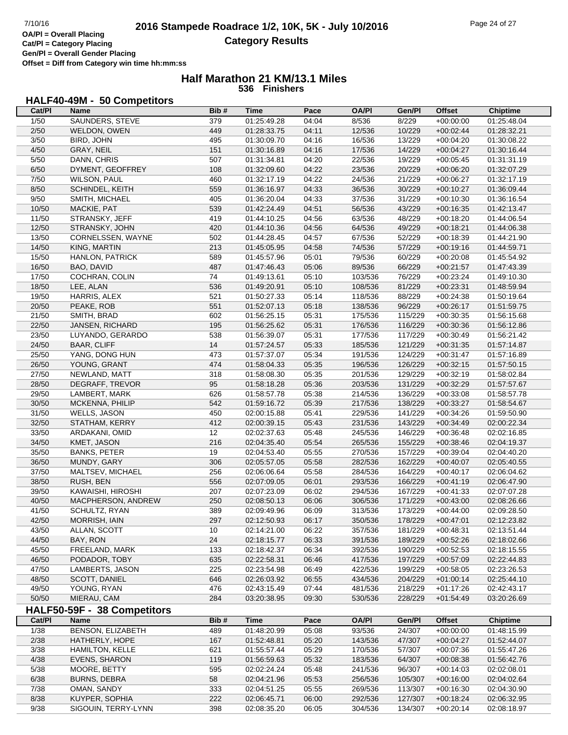# 2016 Stampede Roadrace 1/2, 10K, 5K - July 10/2016

## Category Results

OA/Pl = Overall Placing
Cat/Pl = Category Placing
Gen/Pl = Overall Gender Placing
Offset = Diff from Category win time hh:mm:ss

## Half Marathon 21 KM/13.1 Miles

536 Finishers

### HALF40-49M - 50 Competitors

| Cat/Pl | Name | Bib # | Time | Pace | OA/Pl | Gen/Pl | Offset | Chiptime |
|---|---|---|---|---|---|---|---|---|
| 1/50 | SAUNDERS, STEVE | 379 | 01:25:49.28 | 04:04 | 8/536 | 8/229 | +00:00:00 | 01:25:48.04 |
| 2/50 | WELDON, OWEN | 449 | 01:28:33.75 | 04:11 | 12/536 | 10/229 | +00:02:44 | 01:28:32.21 |
| 3/50 | BIRD, JOHN | 495 | 01:30:09.70 | 04:16 | 16/536 | 13/229 | +00:04:20 | 01:30:08.22 |
| 4/50 | GRAY, NEIL | 151 | 01:30:16.89 | 04:16 | 17/536 | 14/229 | +00:04:27 | 01:30:16.44 |
| 5/50 | DANN, CHRIS | 507 | 01:31:34.81 | 04:20 | 22/536 | 19/229 | +00:05:45 | 01:31:31.19 |
| 6/50 | DYMENT, GEOFFREY | 108 | 01:32:09.60 | 04:22 | 23/536 | 20/229 | +00:06:20 | 01:32:07.29 |
| 7/50 | WILSON, PAUL | 460 | 01:32:17.19 | 04:22 | 24/536 | 21/229 | +00:06:27 | 01:32:17.19 |
| 8/50 | SCHINDEL, KEITH | 559 | 01:36:16.97 | 04:33 | 36/536 | 30/229 | +00:10:27 | 01:36:09.44 |
| 9/50 | SMITH, MICHAEL | 405 | 01:36:20.04 | 04:33 | 37/536 | 31/229 | +00:10:30 | 01:36:16.54 |
| 10/50 | MACKIE, PAT | 539 | 01:42:24.49 | 04:51 | 56/536 | 43/229 | +00:16:35 | 01:42:13.47 |
| 11/50 | STRANSKY, JEFF | 419 | 01:44:10.25 | 04:56 | 63/536 | 48/229 | +00:18:20 | 01:44:06.54 |
| 12/50 | STRANSKY, JOHN | 420 | 01:44:10.36 | 04:56 | 64/536 | 49/229 | +00:18:21 | 01:44:06.38 |
| 13/50 | CORNELSSEN, WAYNE | 502 | 01:44:28.45 | 04:57 | 67/536 | 52/229 | +00:18:39 | 01:44:21.90 |
| 14/50 | KING, MARTIN | 213 | 01:45:05.95 | 04:58 | 74/536 | 57/229 | +00:19:16 | 01:44:59.71 |
| 15/50 | HANLON, PATRICK | 589 | 01:45:57.96 | 05:01 | 79/536 | 60/229 | +00:20:08 | 01:45:54.92 |
| 16/50 | BAO, DAVID | 487 | 01:47:46.43 | 05:06 | 89/536 | 66/229 | +00:21:57 | 01:47:43.39 |
| 17/50 | COCHRAN, COLIN | 74 | 01:49:13.61 | 05:10 | 103/536 | 76/229 | +00:23:24 | 01:49:10.30 |
| 18/50 | LEE, ALAN | 536 | 01:49:20.91 | 05:10 | 108/536 | 81/229 | +00:23:31 | 01:48:59.94 |
| 19/50 | HARRIS, ALEX | 521 | 01:50:27.33 | 05:14 | 118/536 | 88/229 | +00:24:38 | 01:50:19.64 |
| 20/50 | PEAKE, ROB | 551 | 01:52:07.13 | 05:18 | 138/536 | 96/229 | +00:26:17 | 01:51:59.75 |
| 21/50 | SMITH, BRAD | 602 | 01:56:25.15 | 05:31 | 175/536 | 115/229 | +00:30:35 | 01:56:15.68 |
| 22/50 | JANSEN, RICHARD | 195 | 01:56:25.62 | 05:31 | 176/536 | 116/229 | +00:30:36 | 01:56:12.86 |
| 23/50 | LUYANDO, GERARDO | 538 | 01:56:39.07 | 05:31 | 177/536 | 117/229 | +00:30:49 | 01:56:21.42 |
| 24/50 | BAAR, CLIFF | 14 | 01:57:24.57 | 05:33 | 185/536 | 121/229 | +00:31:35 | 01:57:14.87 |
| 25/50 | YANG, DONG HUN | 473 | 01:57:37.07 | 05:34 | 191/536 | 124/229 | +00:31:47 | 01:57:16.89 |
| 26/50 | YOUNG, GRANT | 474 | 01:58:04.33 | 05:35 | 196/536 | 126/229 | +00:32:15 | 01:57:50.15 |
| 27/50 | NEWLAND, MATT | 318 | 01:58:08.30 | 05:35 | 201/536 | 129/229 | +00:32:19 | 01:58:02.84 |
| 28/50 | DEGRAFF, TREVOR | 95 | 01:58:18.28 | 05:36 | 203/536 | 131/229 | +00:32:29 | 01:57:57.67 |
| 29/50 | LAMBERT, MARK | 626 | 01:58:57.78 | 05:38 | 214/536 | 136/229 | +00:33:08 | 01:58:57.78 |
| 30/50 | MCKENNA, PHILIP | 542 | 01:59:16.72 | 05:39 | 217/536 | 138/229 | +00:33:27 | 01:58:54.67 |
| 31/50 | WELLS, JASON | 450 | 02:00:15.88 | 05:41 | 229/536 | 141/229 | +00:34:26 | 01:59:50.90 |
| 32/50 | STATHAM, KERRY | 412 | 02:00:39.15 | 05:43 | 231/536 | 143/229 | +00:34:49 | 02:00:22.34 |
| 33/50 | ARDAKANI, OMID | 12 | 02:02:37.63 | 05:48 | 245/536 | 146/229 | +00:36:48 | 02:02:16.85 |
| 34/50 | KMET, JASON | 216 | 02:04:35.40 | 05:54 | 265/536 | 155/229 | +00:38:46 | 02:04:19.37 |
| 35/50 | BANKS, PETER | 19 | 02:04:53.40 | 05:55 | 270/536 | 157/229 | +00:39:04 | 02:04:40.20 |
| 36/50 | MUNDY, GARY | 306 | 02:05:57.05 | 05:58 | 282/536 | 162/229 | +00:40:07 | 02:05:40.55 |
| 37/50 | MALTSEV, MICHAEL | 256 | 02:06:06.64 | 05:58 | 284/536 | 164/229 | +00:40:17 | 02:06:04.62 |
| 38/50 | RUSH, BEN | 556 | 02:07:09.05 | 06:01 | 293/536 | 166/229 | +00:41:19 | 02:06:47.90 |
| 39/50 | KAWAISHI, HIROSHI | 207 | 02:07:23.09 | 06:02 | 294/536 | 167/229 | +00:41:33 | 02:07:07.28 |
| 40/50 | MACPHERSON, ANDREW | 250 | 02:08:50.13 | 06:06 | 306/536 | 171/229 | +00:43:00 | 02:08:26.66 |
| 41/50 | SCHULTZ, RYAN | 389 | 02:09:49.96 | 06:09 | 313/536 | 173/229 | +00:44:00 | 02:09:28.50 |
| 42/50 | MORRISH, IAIN | 297 | 02:12:50.93 | 06:17 | 350/536 | 178/229 | +00:47:01 | 02:12:23.82 |
| 43/50 | ALLAN, SCOTT | 10 | 02:14:21.00 | 06:22 | 357/536 | 181/229 | +00:48:31 | 02:13:51.44 |
| 44/50 | BAY, RON | 24 | 02:18:15.77 | 06:33 | 391/536 | 189/229 | +00:52:26 | 02:18:02.66 |
| 45/50 | FREELAND, MARK | 133 | 02:18:42.37 | 06:34 | 392/536 | 190/229 | +00:52:53 | 02:18:15.55 |
| 46/50 | PODADOR, TOBY | 635 | 02:22:58.31 | 06:46 | 417/536 | 197/229 | +00:57:09 | 02:22:44.83 |
| 47/50 | LAMBERTS, JASON | 225 | 02:23:54.98 | 06:49 | 422/536 | 199/229 | +00:58:05 | 02:23:26.53 |
| 48/50 | SCOTT, DANIEL | 646 | 02:26:03.92 | 06:55 | 434/536 | 204/229 | +01:00:14 | 02:25:44.10 |
| 49/50 | YOUNG, RYAN | 476 | 02:43:15.49 | 07:44 | 481/536 | 218/229 | +01:17:26 | 02:42:43.17 |
| 50/50 | MIERAU, CAM | 284 | 03:20:38.95 | 09:30 | 530/536 | 228/229 | +01:54:49 | 03:20:26.69 |

### HALF50-59F - 38 Competitors

| Cat/Pl | Name | Bib # | Time | Pace | OA/Pl | Gen/Pl | Offset | Chiptime |
|---|---|---|---|---|---|---|---|---|
| 1/38 | BENSON, ELIZABETH | 489 | 01:48:20.99 | 05:08 | 93/536 | 24/307 | +00:00:00 | 01:48:15.99 |
| 2/38 | HATHERLY, HOPE | 167 | 01:52:48.81 | 05:20 | 143/536 | 47/307 | +00:04:27 | 01:52:44.07 |
| 3/38 | HAMILTON, KELLE | 621 | 01:55:57.44 | 05:29 | 170/536 | 57/307 | +00:07:36 | 01:55:47.26 |
| 4/38 | EVENS, SHARON | 119 | 01:56:59.63 | 05:32 | 183/536 | 64/307 | +00:08:38 | 01:56:42.76 |
| 5/38 | MOORE, BETTY | 595 | 02:02:24.24 | 05:48 | 241/536 | 96/307 | +00:14:03 | 02:02:08.01 |
| 6/38 | BURNS, DEBRA | 58 | 02:04:21.96 | 05:53 | 256/536 | 105/307 | +00:16:00 | 02:04:02.64 |
| 7/38 | OMAN, SANDY | 333 | 02:04:51.25 | 05:55 | 269/536 | 113/307 | +00:16:30 | 02:04:30.90 |
| 8/38 | KUYPER, SOPHIA | 222 | 02:06:45.71 | 06:00 | 292/536 | 127/307 | +00:18:24 | 02:06:32.95 |
| 9/38 | SIGOUIN, TERRY-LYNN | 398 | 02:08:35.20 | 06:05 | 304/536 | 134/307 | +00:20:14 | 02:08:18.97 |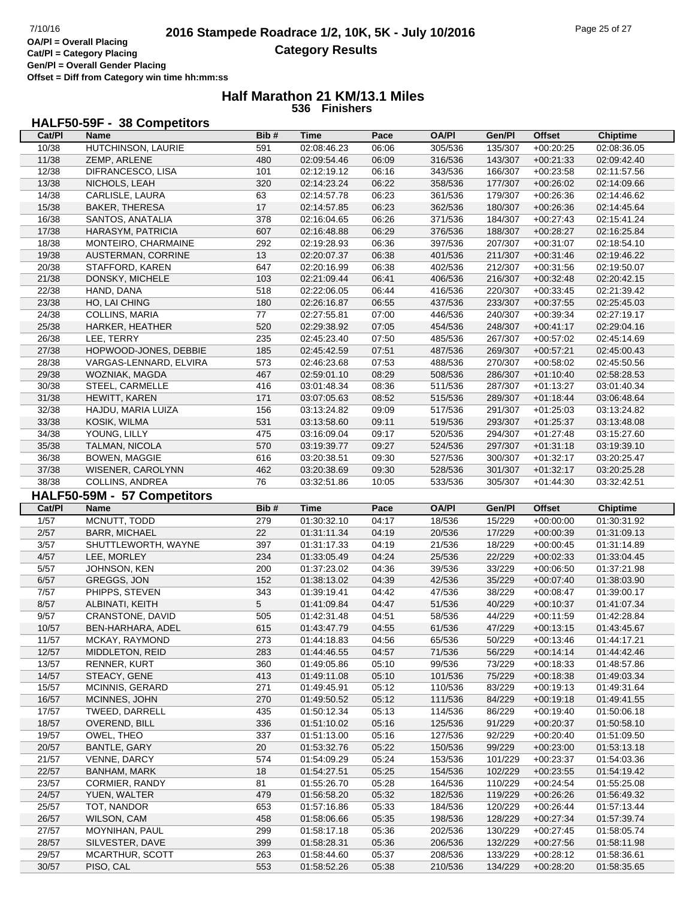# 2016 Stampede Roadrace 1/2, 10K, 5K - July 10/2016

## Category Results

OA/Pl = Overall Placing
Cat/Pl = Category Placing
Gen/Pl = Overall Gender Placing
Offset = Diff from Category win time hh:mm:ss

## Half Marathon 21 KM/13.1 Miles
**536 Finishers**

### HALF50-59F - 38 Competitors

| Cat/Pl | Name | Bib # | Time | Pace | OA/Pl | Gen/Pl | Offset | Chiptime |
|---|---|---|---|---|---|---|---|---|
| 10/38 | HUTCHINSON, LAURIE | 591 | 02:08:46.23 | 06:06 | 305/536 | 135/307 | +00:20:25 | 02:08:36.05 |
| 11/38 | ZEMP, ARLENE | 480 | 02:09:54.46 | 06:09 | 316/536 | 143/307 | +00:21:33 | 02:09:42.40 |
| 12/38 | DIFRANCESCO, LISA | 101 | 02:12:19.12 | 06:16 | 343/536 | 166/307 | +00:23:58 | 02:11:57.56 |
| 13/38 | NICHOLS, LEAH | 320 | 02:14:23.24 | 06:22 | 358/536 | 177/307 | +00:26:02 | 02:14:09.66 |
| 14/38 | CARLISLE, LAURA | 63 | 02:14:57.78 | 06:23 | 361/536 | 179/307 | +00:26:36 | 02:14:46.62 |
| 15/38 | BAKER, THERESA | 17 | 02:14:57.85 | 06:23 | 362/536 | 180/307 | +00:26:36 | 02:14:45.64 |
| 16/38 | SANTOS, ANATALIA | 378 | 02:16:04.65 | 06:26 | 371/536 | 184/307 | +00:27:43 | 02:15:41.24 |
| 17/38 | HARASYM, PATRICIA | 607 | 02:16:48.88 | 06:29 | 376/536 | 188/307 | +00:28:27 | 02:16:25.84 |
| 18/38 | MONTEIRO, CHARMAINE | 292 | 02:19:28.93 | 06:36 | 397/536 | 207/307 | +00:31:07 | 02:18:54.10 |
| 19/38 | AUSTERMAN, CORRINE | 13 | 02:20:07.37 | 06:38 | 401/536 | 211/307 | +00:31:46 | 02:19:46.22 |
| 20/38 | STAFFORD, KAREN | 647 | 02:20:16.99 | 06:38 | 402/536 | 212/307 | +00:31:56 | 02:19:50.07 |
| 21/38 | DONSKY, MICHELE | 103 | 02:21:09.44 | 06:41 | 406/536 | 216/307 | +00:32:48 | 02:20:42.15 |
| 22/38 | HAND, DANA | 518 | 02:22:06.05 | 06:44 | 416/536 | 220/307 | +00:33:45 | 02:21:39.42 |
| 23/38 | HO, LAI CHING | 180 | 02:26:16.87 | 06:55 | 437/536 | 233/307 | +00:37:55 | 02:25:45.03 |
| 24/38 | COLLINS, MARIA | 77 | 02:27:55.81 | 07:00 | 446/536 | 240/307 | +00:39:34 | 02:27:19.17 |
| 25/38 | HARKER, HEATHER | 520 | 02:29:38.92 | 07:05 | 454/536 | 248/307 | +00:41:17 | 02:29:04.16 |
| 26/38 | LEE, TERRY | 235 | 02:45:23.40 | 07:50 | 485/536 | 267/307 | +00:57:02 | 02:45:14.69 |
| 27/38 | HOPWOOD-JONES, DEBBIE | 185 | 02:45:42.59 | 07:51 | 487/536 | 269/307 | +00:57:21 | 02:45:00.43 |
| 28/38 | VARGAS-LENNARD, ELVIRA | 573 | 02:46:23.68 | 07:53 | 488/536 | 270/307 | +00:58:02 | 02:45:50.56 |
| 29/38 | WOZNIAK, MAGDA | 467 | 02:59:01.10 | 08:29 | 508/536 | 286/307 | +01:10:40 | 02:58:28.53 |
| 30/38 | STEEL, CARMELLE | 416 | 03:01:48.34 | 08:36 | 511/536 | 287/307 | +01:13:27 | 03:01:40.34 |
| 31/38 | HEWITT, KAREN | 171 | 03:07:05.63 | 08:52 | 515/536 | 289/307 | +01:18:44 | 03:06:48.64 |
| 32/38 | HAJDU, MARIA LUIZA | 156 | 03:13:24.82 | 09:09 | 517/536 | 291/307 | +01:25:03 | 03:13:24.82 |
| 33/38 | KOSIK, WILMA | 531 | 03:13:58.60 | 09:11 | 519/536 | 293/307 | +01:25:37 | 03:13:48.08 |
| 34/38 | YOUNG, LILLY | 475 | 03:16:09.04 | 09:17 | 520/536 | 294/307 | +01:27:48 | 03:15:27.60 |
| 35/38 | TALMAN, NICOLA | 570 | 03:19:39.77 | 09:27 | 524/536 | 297/307 | +01:31:18 | 03:19:39.10 |
| 36/38 | BOWEN, MAGGIE | 616 | 03:20:38.51 | 09:30 | 527/536 | 300/307 | +01:32:17 | 03:20:25.47 |
| 37/38 | WISENER, CAROLYNN | 462 | 03:20:38.69 | 09:30 | 528/536 | 301/307 | +01:32:17 | 03:20:25.28 |
| 38/38 | COLLINS, ANDREA | 76 | 03:32:51.86 | 10:05 | 533/536 | 305/307 | +01:44:30 | 03:32:42.51 |

### HALF50-59M - 57 Competitors

| Cat/Pl | Name | Bib # | Time | Pace | OA/Pl | Gen/Pl | Offset | Chiptime |
|---|---|---|---|---|---|---|---|---|
| 1/57 | MCNUTT, TODD | 279 | 01:30:32.10 | 04:17 | 18/536 | 15/229 | +00:00:00 | 01:30:31.92 |
| 2/57 | BARR, MICHAEL | 22 | 01:31:11.34 | 04:19 | 20/536 | 17/229 | +00:00:39 | 01:31:09.13 |
| 3/57 | SHUTTLEWORTH, WAYNE | 397 | 01:31:17.33 | 04:19 | 21/536 | 18/229 | +00:00:45 | 01:31:14.89 |
| 4/57 | LEE, MORLEY | 234 | 01:33:05.49 | 04:24 | 25/536 | 22/229 | +00:02:33 | 01:33:04.45 |
| 5/57 | JOHNSON, KEN | 200 | 01:37:23.02 | 04:36 | 39/536 | 33/229 | +00:06:50 | 01:37:21.98 |
| 6/57 | GREGGS, JON | 152 | 01:38:13.02 | 04:39 | 42/536 | 35/229 | +00:07:40 | 01:38:03.90 |
| 7/57 | PHIPPS, STEVEN | 343 | 01:39:19.41 | 04:42 | 47/536 | 38/229 | +00:08:47 | 01:39:00.17 |
| 8/57 | ALBINATI, KEITH | 5 | 01:41:09.84 | 04:47 | 51/536 | 40/229 | +00:10:37 | 01:41:07.34 |
| 9/57 | CRANSTONE, DAVID | 505 | 01:42:31.48 | 04:51 | 58/536 | 44/229 | +00:11:59 | 01:42:28.84 |
| 10/57 | BEN-HARHARA, ADEL | 615 | 01:43:47.79 | 04:55 | 61/536 | 47/229 | +00:13:15 | 01:43:45.67 |
| 11/57 | MCKAY, RAYMOND | 273 | 01:44:18.83 | 04:56 | 65/536 | 50/229 | +00:13:46 | 01:44:17.21 |
| 12/57 | MIDDLETON, REID | 283 | 01:44:46.55 | 04:57 | 71/536 | 56/229 | +00:14:14 | 01:44:42.46 |
| 13/57 | RENNER, KURT | 360 | 01:49:05.86 | 05:10 | 99/536 | 73/229 | +00:18:33 | 01:48:57.86 |
| 14/57 | STEACY, GENE | 413 | 01:49:11.08 | 05:10 | 101/536 | 75/229 | +00:18:38 | 01:49:03.34 |
| 15/57 | MCINNIS, GERARD | 271 | 01:49:45.91 | 05:12 | 110/536 | 83/229 | +00:19:13 | 01:49:31.64 |
| 16/57 | MCINNES, JOHN | 270 | 01:49:50.52 | 05:12 | 111/536 | 84/229 | +00:19:18 | 01:49:41.55 |
| 17/57 | TWEED, DARRELL | 435 | 01:50:12.34 | 05:13 | 114/536 | 86/229 | +00:19:40 | 01:50:06.18 |
| 18/57 | OVEREND, BILL | 336 | 01:51:10.02 | 05:16 | 125/536 | 91/229 | +00:20:37 | 01:50:58.10 |
| 19/57 | OWEL, THEO | 337 | 01:51:13.00 | 05:16 | 127/536 | 92/229 | +00:20:40 | 01:51:09.50 |
| 20/57 | BANTLE, GARY | 20 | 01:53:32.76 | 05:22 | 150/536 | 99/229 | +00:23:00 | 01:53:13.18 |
| 21/57 | VENNE, DARCY | 574 | 01:54:09.29 | 05:24 | 153/536 | 101/229 | +00:23:37 | 01:54:03.36 |
| 22/57 | BANHAM, MARK | 18 | 01:54:27.51 | 05:25 | 154/536 | 102/229 | +00:23:55 | 01:54:19.42 |
| 23/57 | CORMIER, RANDY | 81 | 01:55:26.70 | 05:28 | 164/536 | 110/229 | +00:24:54 | 01:55:25.08 |
| 24/57 | YUEN, WALTER | 479 | 01:56:58.20 | 05:32 | 182/536 | 119/229 | +00:26:26 | 01:56:49.32 |
| 25/57 | TOT, NANDOR | 653 | 01:57:16.86 | 05:33 | 184/536 | 120/229 | +00:26:44 | 01:57:13.44 |
| 26/57 | WILSON, CAM | 458 | 01:58:06.66 | 05:35 | 198/536 | 128/229 | +00:27:34 | 01:57:39.74 |
| 27/57 | MOYNIHAN, PAUL | 299 | 01:58:17.18 | 05:36 | 202/536 | 130/229 | +00:27:45 | 01:58:05.74 |
| 28/57 | SILVESTER, DAVE | 399 | 01:58:28.31 | 05:36 | 206/536 | 132/229 | +00:27:56 | 01:58:11.98 |
| 29/57 | MCARTHUR, SCOTT | 263 | 01:58:44.60 | 05:37 | 208/536 | 133/229 | +00:28:12 | 01:58:36.61 |
| 30/57 | PISO, CAL | 553 | 01:58:52.26 | 05:38 | 210/536 | 134/229 | +00:28:20 | 01:58:35.65 |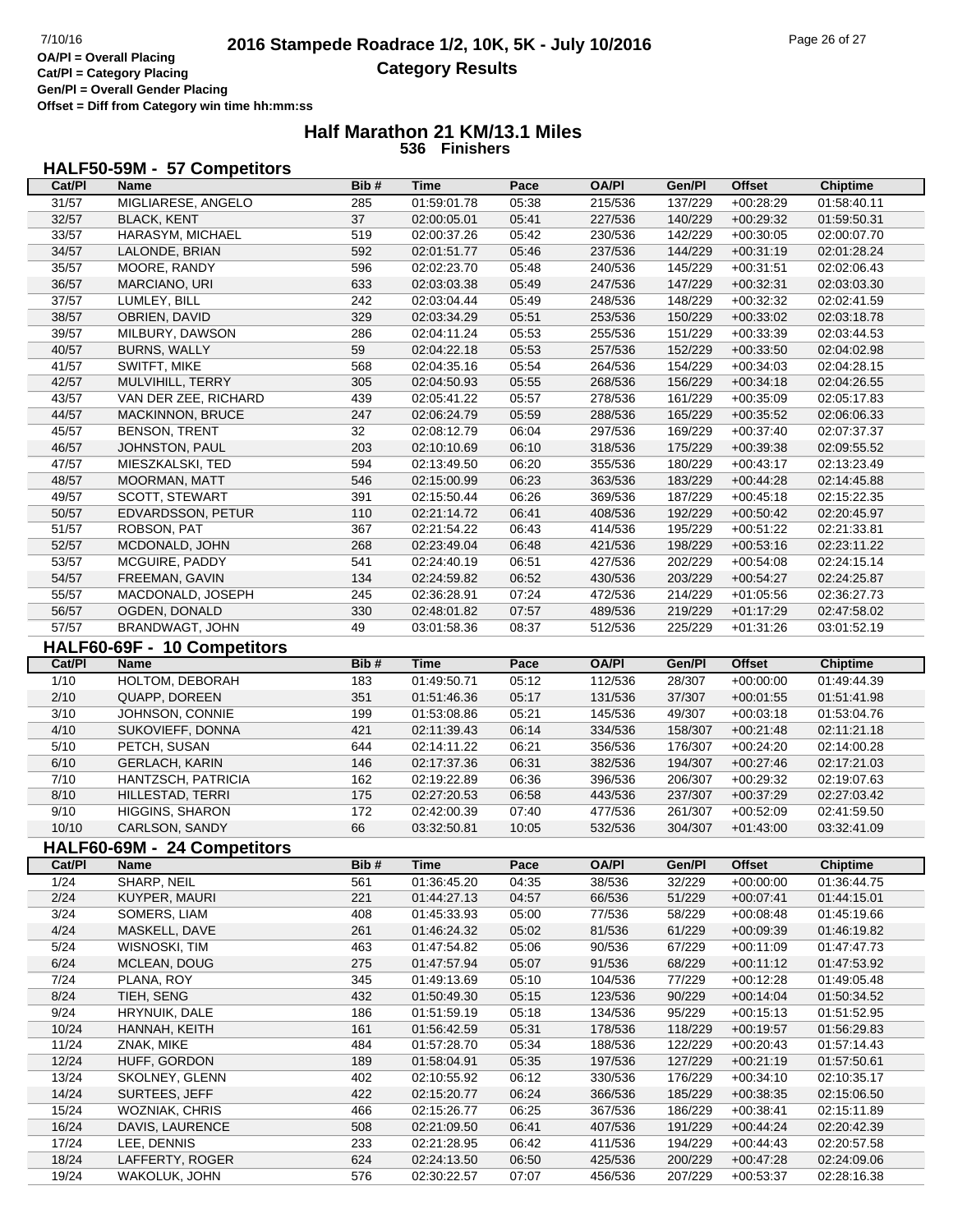OA/Pl = Overall Placing
Cat/Pl = Category Placing
Gen/Pl = Overall Gender Placing
Offset = Diff from Category win time hh:mm:ss

# 2016 Stampede Roadrace 1/2, 10K, 5K - July 10/2016

## Category Results

## Half Marathon 21 KM/13.1 Miles

**536 Finishers**

### HALF50-59M - 57 Competitors

| Cat/Pl | Name | Bib # | Time | Pace | OA/Pl | Gen/Pl | Offset | Chiptime |
|---|---|---|---|---|---|---|---|---|
| 31/57 | MIGLIARESE, ANGELO | 285 | 01:59:01.78 | 05:38 | 215/536 | 137/229 | +00:28:29 | 01:58:40.11 |
| 32/57 | BLACK, KENT | 37 | 02:00:05.01 | 05:41 | 227/536 | 140/229 | +00:29:32 | 01:59:50.31 |
| 33/57 | HARASYM, MICHAEL | 519 | 02:00:37.26 | 05:42 | 230/536 | 142/229 | +00:30:05 | 02:00:07.70 |
| 34/57 | LALONDE, BRIAN | 592 | 02:01:51.77 | 05:46 | 237/536 | 144/229 | +00:31:19 | 02:01:28.24 |
| 35/57 | MOORE, RANDY | 596 | 02:02:23.70 | 05:48 | 240/536 | 145/229 | +00:31:51 | 02:02:06.43 |
| 36/57 | MARCIANO, URI | 633 | 02:03:03.38 | 05:49 | 247/536 | 147/229 | +00:32:31 | 02:03:03.30 |
| 37/57 | LUMLEY, BILL | 242 | 02:03:04.44 | 05:49 | 248/536 | 148/229 | +00:32:32 | 02:02:41.59 |
| 38/57 | OBRIEN, DAVID | 329 | 02:03:34.29 | 05:51 | 253/536 | 150/229 | +00:33:02 | 02:03:18.78 |
| 39/57 | MILBURY, DAWSON | 286 | 02:04:11.24 | 05:53 | 255/536 | 151/229 | +00:33:39 | 02:03:44.53 |
| 40/57 | BURNS, WALLY | 59 | 02:04:22.18 | 05:53 | 257/536 | 152/229 | +00:33:50 | 02:04:02.98 |
| 41/57 | SWITFT, MIKE | 568 | 02:04:35.16 | 05:54 | 264/536 | 154/229 | +00:34:03 | 02:04:28.15 |
| 42/57 | MULVIHILL, TERRY | 305 | 02:04:50.93 | 05:55 | 268/536 | 156/229 | +00:34:18 | 02:04:26.55 |
| 43/57 | VAN DER ZEE, RICHARD | 439 | 02:05:41.22 | 05:57 | 278/536 | 161/229 | +00:35:09 | 02:05:17.83 |
| 44/57 | MACKINNON, BRUCE | 247 | 02:06:24.79 | 05:59 | 288/536 | 165/229 | +00:35:52 | 02:06:06.33 |
| 45/57 | BENSON, TRENT | 32 | 02:08:12.79 | 06:04 | 297/536 | 169/229 | +00:37:40 | 02:07:37.37 |
| 46/57 | JOHNSTON, PAUL | 203 | 02:10:10.69 | 06:10 | 318/536 | 175/229 | +00:39:38 | 02:09:55.52 |
| 47/57 | MIESZKALSKI, TED | 594 | 02:13:49.50 | 06:20 | 355/536 | 180/229 | +00:43:17 | 02:13:23.49 |
| 48/57 | MOORMAN, MATT | 546 | 02:15:00.99 | 06:23 | 363/536 | 183/229 | +00:44:28 | 02:14:45.88 |
| 49/57 | SCOTT, STEWART | 391 | 02:15:50.44 | 06:26 | 369/536 | 187/229 | +00:45:18 | 02:15:22.35 |
| 50/57 | EDVARDSSON, PETUR | 110 | 02:21:14.72 | 06:41 | 408/536 | 192/229 | +00:50:42 | 02:20:45.97 |
| 51/57 | ROBSON, PAT | 367 | 02:21:54.22 | 06:43 | 414/536 | 195/229 | +00:51:22 | 02:21:33.81 |
| 52/57 | MCDONALD, JOHN | 268 | 02:23:49.04 | 06:48 | 421/536 | 198/229 | +00:53:16 | 02:23:11.22 |
| 53/57 | MCGUIRE, PADDY | 541 | 02:24:40.19 | 06:51 | 427/536 | 202/229 | +00:54:08 | 02:24:15.14 |
| 54/57 | FREEMAN, GAVIN | 134 | 02:24:59.82 | 06:52 | 430/536 | 203/229 | +00:54:27 | 02:24:25.87 |
| 55/57 | MACDONALD, JOSEPH | 245 | 02:36:28.91 | 07:24 | 472/536 | 214/229 | +01:05:56 | 02:36:27.73 |
| 56/57 | OGDEN, DONALD | 330 | 02:48:01.82 | 07:57 | 489/536 | 219/229 | +01:17:29 | 02:47:58.02 |
| 57/57 | BRANDWAGT, JOHN | 49 | 03:01:58.36 | 08:37 | 512/536 | 225/229 | +01:31:26 | 03:01:52.19 |

### HALF60-69F - 10 Competitors

| Cat/Pl | Name | Bib # | Time | Pace | OA/Pl | Gen/Pl | Offset | Chiptime |
|---|---|---|---|---|---|---|---|---|
| 1/10 | HOLTOM, DEBORAH | 183 | 01:49:50.71 | 05:12 | 112/536 | 28/307 | +00:00:00 | 01:49:44.39 |
| 2/10 | QUAPP, DOREEN | 351 | 01:51:46.36 | 05:17 | 131/536 | 37/307 | +00:01:55 | 01:51:41.98 |
| 3/10 | JOHNSON, CONNIE | 199 | 01:53:08.86 | 05:21 | 145/536 | 49/307 | +00:03:18 | 01:53:04.76 |
| 4/10 | SUKOVIEFF, DONNA | 421 | 02:11:39.43 | 06:14 | 334/536 | 158/307 | +00:21:48 | 02:11:21.18 |
| 5/10 | PETCH, SUSAN | 644 | 02:14:11.22 | 06:21 | 356/536 | 176/307 | +00:24:20 | 02:14:00.28 |
| 6/10 | GERLACH, KARIN | 146 | 02:17:37.36 | 06:31 | 382/536 | 194/307 | +00:27:46 | 02:17:21.03 |
| 7/10 | HANTZSCH, PATRICIA | 162 | 02:19:22.89 | 06:36 | 396/536 | 206/307 | +00:29:32 | 02:19:07.63 |
| 8/10 | HILLESTAD, TERRI | 175 | 02:27:20.53 | 06:58 | 443/536 | 237/307 | +00:37:29 | 02:27:03.42 |
| 9/10 | HIGGINS, SHARON | 172 | 02:42:00.39 | 07:40 | 477/536 | 261/307 | +00:52:09 | 02:41:59.50 |
| 10/10 | CARLSON, SANDY | 66 | 03:32:50.81 | 10:05 | 532/536 | 304/307 | +01:43:00 | 03:32:41.09 |

### HALF60-69M - 24 Competitors

| Cat/Pl | Name | Bib # | Time | Pace | OA/Pl | Gen/Pl | Offset | Chiptime |
|---|---|---|---|---|---|---|---|---|
| 1/24 | SHARP, NEIL | 561 | 01:36:45.20 | 04:35 | 38/536 | 32/229 | +00:00:00 | 01:36:44.75 |
| 2/24 | KUYPER, MAURI | 221 | 01:44:27.13 | 04:57 | 66/536 | 51/229 | +00:07:41 | 01:44:15.01 |
| 3/24 | SOMERS, LIAM | 408 | 01:45:33.93 | 05:00 | 77/536 | 58/229 | +00:08:48 | 01:45:19.66 |
| 4/24 | MASKELL, DAVE | 261 | 01:46:24.32 | 05:02 | 81/536 | 61/229 | +00:09:39 | 01:46:19.82 |
| 5/24 | WISNOSKI, TIM | 463 | 01:47:54.82 | 05:06 | 90/536 | 67/229 | +00:11:09 | 01:47:47.73 |
| 6/24 | MCLEAN, DOUG | 275 | 01:47:57.94 | 05:07 | 91/536 | 68/229 | +00:11:12 | 01:47:53.92 |
| 7/24 | PLANA, ROY | 345 | 01:49:13.69 | 05:10 | 104/536 | 77/229 | +00:12:28 | 01:49:05.48 |
| 8/24 | TIEH, SENG | 432 | 01:50:49.30 | 05:15 | 123/536 | 90/229 | +00:14:04 | 01:50:34.52 |
| 9/24 | HRYNUIK, DALE | 186 | 01:51:59.19 | 05:18 | 134/536 | 95/229 | +00:15:13 | 01:51:52.95 |
| 10/24 | HANNAH, KEITH | 161 | 01:56:42.59 | 05:31 | 178/536 | 118/229 | +00:19:57 | 01:56:29.83 |
| 11/24 | ZNAK, MIKE | 484 | 01:57:28.70 | 05:34 | 188/536 | 122/229 | +00:20:43 | 01:57:14.43 |
| 12/24 | HUFF, GORDON | 189 | 01:58:04.91 | 05:35 | 197/536 | 127/229 | +00:21:19 | 01:57:50.61 |
| 13/24 | SKOLNEY, GLENN | 402 | 02:10:55.92 | 06:12 | 330/536 | 176/229 | +00:34:10 | 02:10:35.17 |
| 14/24 | SURTEES, JEFF | 422 | 02:15:20.77 | 06:24 | 366/536 | 185/229 | +00:38:35 | 02:15:06.50 |
| 15/24 | WOZNIAK, CHRIS | 466 | 02:15:26.77 | 06:25 | 367/536 | 186/229 | +00:38:41 | 02:15:11.89 |
| 16/24 | DAVIS, LAURENCE | 508 | 02:21:09.50 | 06:41 | 407/536 | 191/229 | +00:44:24 | 02:20:42.39 |
| 17/24 | LEE, DENNIS | 233 | 02:21:28.95 | 06:42 | 411/536 | 194/229 | +00:44:43 | 02:20:57.58 |
| 18/24 | LAFFERTY, ROGER | 624 | 02:24:13.50 | 06:50 | 425/536 | 200/229 | +00:47:28 | 02:24:09.06 |
| 19/24 | WAKOLUK, JOHN | 576 | 02:30:22.57 | 07:07 | 456/536 | 207/229 | +00:53:37 | 02:28:16.38 |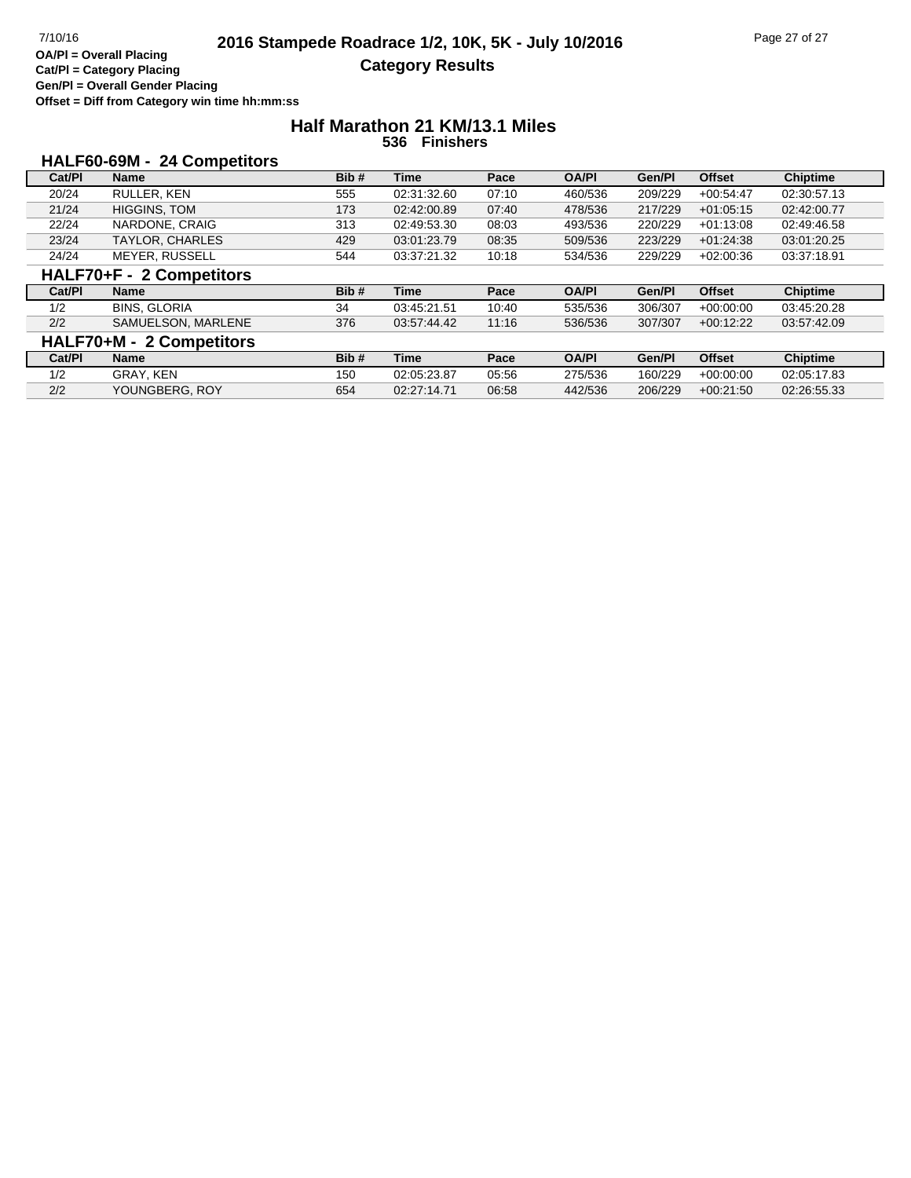OA/Pl = Overall Placing
Cat/Pl = Category Placing
Gen/Pl = Overall Gender Placing
Offset = Diff from Category win time hh:mm:ss

# 2016 Stampede Roadrace 1/2, 10K, 5K - July 10/2016

## Category Results

## Half Marathon 21 KM/13.1 Miles

**536 Finishers**

### HALF60-69M - 24 Competitors

| Cat/Pl | Name | Bib # | Time | Pace | OA/Pl | Gen/Pl | Offset | Chiptime |
|---|---|---|---|---|---|---|---|---|
| 20/24 | RULLER, KEN | 555 | 02:31:32.60 | 07:10 | 460/536 | 209/229 | +00:54:47 | 02:30:57.13 |
| 21/24 | HIGGINS, TOM | 173 | 02:42:00.89 | 07:40 | 478/536 | 217/229 | +01:05:15 | 02:42:00.77 |
| 22/24 | NARDONE, CRAIG | 313 | 02:49:53.30 | 08:03 | 493/536 | 220/229 | +01:13:08 | 02:49:46.58 |
| 23/24 | TAYLOR, CHARLES | 429 | 03:01:23.79 | 08:35 | 509/536 | 223/229 | +01:24:38 | 03:01:20.25 |
| 24/24 | MEYER, RUSSELL | 544 | 03:37:21.32 | 10:18 | 534/536 | 229/229 | +02:00:36 | 03:37:18.91 |

### HALF70+F - 2 Competitors

| Cat/Pl | Name | Bib # | Time | Pace | OA/Pl | Gen/Pl | Offset | Chiptime |
|---|---|---|---|---|---|---|---|---|
| 1/2 | BINS, GLORIA | 34 | 03:45:21.51 | 10:40 | 535/536 | 306/307 | +00:00:00 | 03:45:20.28 |
| 2/2 | SAMUELSON, MARLENE | 376 | 03:57:44.42 | 11:16 | 536/536 | 307/307 | +00:12:22 | 03:57:42.09 |

### HALF70+M - 2 Competitors

| Cat/Pl | Name | Bib # | Time | Pace | OA/Pl | Gen/Pl | Offset | Chiptime |
|---|---|---|---|---|---|---|---|---|
| 1/2 | GRAY, KEN | 150 | 02:05:23.87 | 05:56 | 275/536 | 160/229 | +00:00:00 | 02:05:17.83 |
| 2/2 | YOUNGBERG, ROY | 654 | 02:27:14.71 | 06:58 | 442/536 | 206/229 | +00:21:50 | 02:26:55.33 |